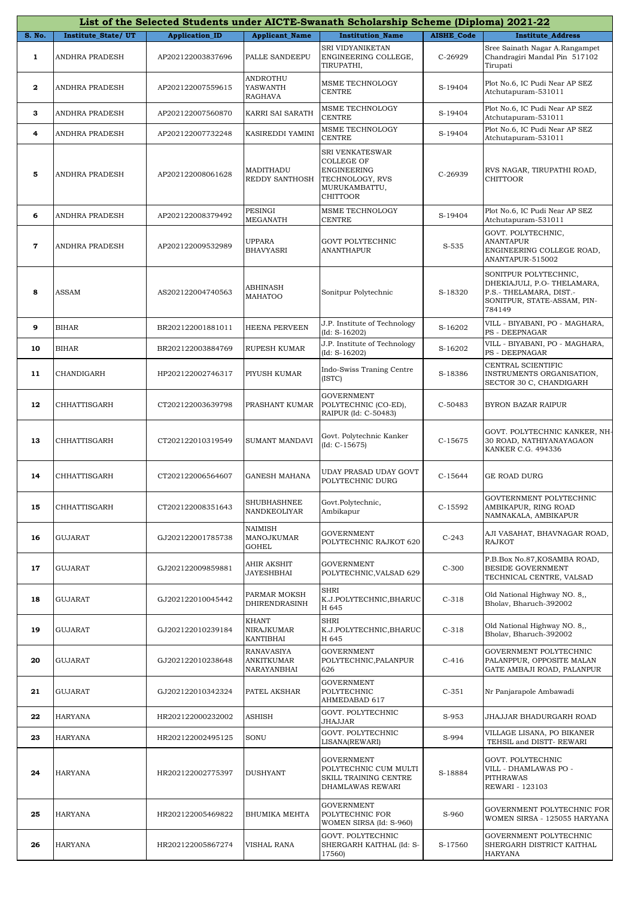# List of the Selected Students under AICTE-Swanath Scholarship Scheme (Diploma) 2021-22

| S. No. | Institute_State/ UT | Application_ID | Applicant_Name | Institution_Name | AISHE_Code | Institute_Address |
|---|---|---|---|---|---|---|
| 1 | ANDHRA PRADESH | AP202122003837696 | PALLE SANDEEPU | SRI VIDYANIKETAN ENGINEERING COLLEGE, TIRUPATHI, | C-26929 | Sree Sainath Nagar A.Rangampet Chandragiri Mandal Pin 517102 Tirupati |
| 2 | ANDHRA PRADESH | AP202122007559615 | ANDROTHU YASWANTH RAGHAVA | MSME TECHNOLOGY CENTRE | S-19404 | Plot No.6, IC Pudi Near AP SEZ Atchutapuram-531011 |
| 3 | ANDHRA PRADESH | AP202122007560870 | KARRI SAI SARATH | MSME TECHNOLOGY CENTRE | S-19404 | Plot No.6, IC Pudi Near AP SEZ Atchutapuram-531011 |
| 4 | ANDHRA PRADESH | AP202122007732248 | KASIREDDI YAMINI | MSME TECHNOLOGY CENTRE | S-19404 | Plot No.6, IC Pudi Near AP SEZ Atchutapuram-531011 |
| 5 | ANDHRA PRADESH | AP202122008061628 | MADITHADU REDDY SANTHOSH | SRI VENKATESWAR COLLEGE OF ENGINEERING TECHNOLOGY, RVS MURUKAMBATTU, CHITTOOR | C-26939 | RVS NAGAR, TIRUPATHI ROAD, CHITTOOR |
| 6 | ANDHRA PRADESH | AP202122008379492 | PESINGI MEGANATH | MSME TECHNOLOGY CENTRE | S-19404 | Plot No.6, IC Pudi Near AP SEZ Atchutapuram-531011 |
| 7 | ANDHRA PRADESH | AP202122009532989 | UPPARA BHAVYASRI | GOVT POLYTECHNIC ANANTHAPUR | S-535 | GOVT. POLYTECHNIC, ANANTAPUR ENGINEERING COLLEGE ROAD, ANANTAPUR-515002 |
| 8 | ASSAM | AS202122004740563 | ABHINASH MAHATOO | Sonitpur Polytechnic | S-18320 | SONITPUR POLYTECHNIC, DHEKIAJULI, P.O- THELAMARA, P.S.- THELAMARA, DIST.- SONITPUR, STATE-ASSAM, PIN-784149 |
| 9 | BIHAR | BR202122001881011 | HEENA PERVEEN | J.P. Institute of Technology (Id: S-16202) | S-16202 | VILL - BIYABANI, PO - MAGHARA, PS - DEEPNAGAR |
| 10 | BIHAR | BR202122003884769 | RUPESH KUMAR | J.P. Institute of Technology (Id: S-16202) | S-16202 | VILL - BIYABANI, PO - MAGHARA, PS - DEEPNAGAR |
| 11 | CHANDIGARH | HP202122002746317 | PIYUSH KUMAR | Indo-Swiss Traning Centre (ISTC) | S-18386 | CENTRAL SCIENTIFIC INSTRUMENTS ORGANISATION, SECTOR 30 C, CHANDIGARH |
| 12 | CHHATTISGARH | CT202122003639798 | PRASHANT KUMAR | GOVERNMENT POLYTECHNIC (CO-ED), RAIPUR (Id: C-50483) | C-50483 | BYRON BAZAR RAIPUR |
| 13 | CHHATTISGARH | CT202122010319549 | SUMANT MANDAVI | Govt. Polytechnic Kanker (Id: C-15675) | C-15675 | GOVT. POLYTECHNIC KANKER, NH-30 ROAD, NATHIYANAYAGAON KANKER C.G. 494336 |
| 14 | CHHATTISGARH | CT202122006564607 | GANESH MAHANA | UDAY PRASAD UDAY GOVT POLYTECHNIC DURG | C-15644 | GE ROAD DURG |
| 15 | CHHATTISGARH | CT202122008351643 | SHUBHASHNEE NANDKEOLIYAR | Govt.Polytechnic, Ambikapur | C-15592 | GOVTERNMENT POLYTECHNIC AMBIKAPUR, RING ROAD NAMNAKALA, AMBIKAPUR |
| 16 | GUJARAT | GJ202122001785738 | NAIMISH MANOJKUMAR GOHEL | GOVERNMENT POLYTECHNIC RAJKOT 620 | C-243 | AJI VASAHAT, BHAVNAGAR ROAD, RAJKOT |
| 17 | GUJARAT | GJ202122009859881 | AHIR AKSHIT JAYESHBHAI | GOVERNMENT POLYTECHNIC,VALSAD 629 | C-300 | P.B.Box No.87,KOSAMBA ROAD, BESIDE GOVERNMENT TECHNICAL CENTRE, VALSAD |
| 18 | GUJARAT | GJ202122010045442 | PARMAR MOKSH DHIRENDRASINH | SHRI K.J.POLYTECHNIC,BHARUCH 645 | C-318 | Old National Highway NO. 8,, Bholav, Bharuch-392002 |
| 19 | GUJARAT | GJ202122010239184 | KHANT NIRAJKUMAR KANTIBHAI | SHRI K.J.POLYTECHNIC,BHARUCH 645 | C-318 | Old National Highway NO. 8,, Bholav, Bharuch-392002 |
| 20 | GUJARAT | GJ202122010238648 | RANAVASIYA ANKITKUMAR NARAYANBHAI | GOVERNMENT POLYTECHNIC,PALANPUR 626 | C-416 | GOVERNMENT POLYTECHNIC PALANPPUR, OPPOSITE MALAN GATE AMBAJI ROAD, PALANPUR |
| 21 | GUJARAT | GJ202122010342324 | PATEL AKSHAR | GOVERNMENT POLYTECHNIC AHMEDABAD 617 | C-351 | Nr Panjarapole Ambawadi |
| 22 | HARYANA | HR202122000232002 | ASHISH | GOVT. POLYTECHNIC JHAJJAR | S-953 | JHAJJAR BHADURGARH ROAD |
| 23 | HARYANA | HR202122002495125 | SONU | GOVT. POLYTECHNIC LISANA(REWARI) | S-994 | VILLAGE LISANA, PO BIKANER TEHSIL and DISTT- REWARI |
| 24 | HARYANA | HR202122002775397 | DUSHYANT | GOVERNMENT POLYTECHNIC CUM MULTI SKILL TRAINING CENTRE DHAMLAWAS REWARI | S-18884 | GOVT. POLYTECHNIC VILL - DHAMLAWAS PO - PITHRAWAS REWARI - 123103 |
| 25 | HARYANA | HR202122005469822 | BHUMIKA MEHTA | GOVERNMENT POLYTECHNIC FOR WOMEN SIRSA (Id: S-960) | S-960 | GOVERNMENT POLYTECHNIC FOR WOMEN SIRSA - 125055 HARYANA |
| 26 | HARYANA | HR202122005867274 | VISHAL RANA | GOVT. POLYTECHNIC SHERGARH KAITHAL (Id: S-17560) | S-17560 | GOVERNMENT POLYTECHNIC SHERGARH DISTRICT KAITHAL HARYANA |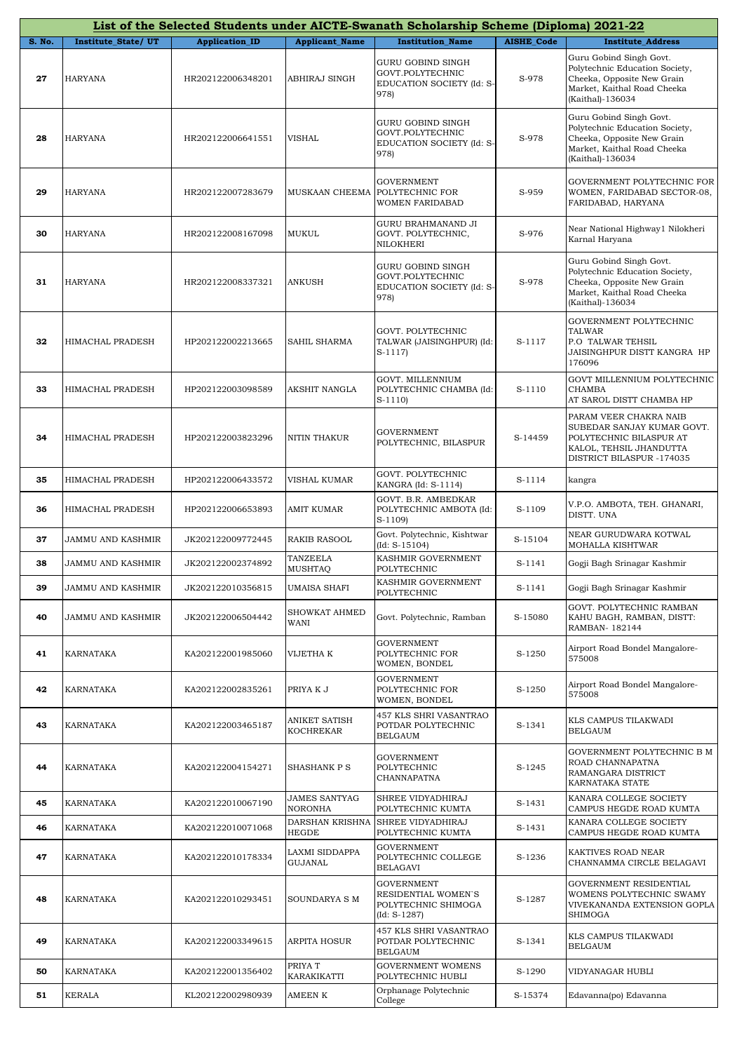| List of the Selected Students under AICTE-Swanath Scholarship Scheme (Diploma) 2021-22 | | | | | | |
|---|---|---|---|---|---|---|
| S. No. | Institute_State/ UT | Application_ID | Applicant_Name | Institution_Name | AISHE_Code | Institute_Address |
| 27 | HARYANA | HR202122006348201 | ABHIRAJ SINGH | GURU GOBIND SINGH GOVT.POLYTECHNIC EDUCATION SOCIETY (Id: S-978) | S-978 | Guru Gobind Singh Govt. Polytechnic Education Society, Cheeka, Opposite New Grain Market, Kaithal Road Cheeka (Kaithal)-136034 |
| 28 | HARYANA | HR202122006641551 | VISHAL | GURU GOBIND SINGH GOVT.POLYTECHNIC EDUCATION SOCIETY (Id: S-978) | S-978 | Guru Gobind Singh Govt. Polytechnic Education Society, Cheeka, Opposite New Grain Market, Kaithal Road Cheeka (Kaithal)-136034 |
| 29 | HARYANA | HR202122007283679 | MUSKAAN CHEEMA | GOVERNMENT POLYTECHNIC FOR WOMEN FARIDABAD | S-959 | GOVERNMENT POLYTECHNIC FOR WOMEN, FARIDABAD SECTOR-08, FARIDABAD, HARYANA |
| 30 | HARYANA | HR202122008167098 | MUKUL | GURU BRAHMANAND JI GOVT. POLYTECHNIC, NILOKHERI | S-976 | Near National Highway1 Nilokheri Karnal Haryana |
| 31 | HARYANA | HR202122008337321 | ANKUSH | GURU GOBIND SINGH GOVT.POLYTECHNIC EDUCATION SOCIETY (Id: S-978) | S-978 | Guru Gobind Singh Govt. Polytechnic Education Society, Cheeka, Opposite New Grain Market, Kaithal Road Cheeka (Kaithal)-136034 |
| 32 | HIMACHAL PRADESH | HP202122002213665 | SAHIL SHARMA | GOVT. POLYTECHNIC TALWAR (JAISINGHPUR) (Id: S-1117) | S-1117 | GOVERNMENT POLYTECHNIC TALWAR P.O TALWAR TEHSIL JAISINGHPUR DISTT KANGRA HP 176096 |
| 33 | HIMACHAL PRADESH | HP202122003098589 | AKSHIT NANGLA | GOVT. MILLENNIUM POLYTECHNIC CHAMBA (Id: S-1110) | S-1110 | GOVT MILLENNIUM POLYTECHNIC CHAMBA AT SAROL DISTT CHAMBA HP |
| 34 | HIMACHAL PRADESH | HP202122003823296 | NITIN THAKUR | GOVERNMENT POLYTECHNIC, BILASPUR | S-14459 | PARAM VEER CHAKRA NAIB SUBEDAR SANJAY KUMAR GOVT. POLYTECHNIC BILASPUR AT KALOL, TEHSIL JHANDUTTA DISTRICT BILASPUR -174035 |
| 35 | HIMACHAL PRADESH | HP202122006433572 | VISHAL KUMAR | GOVT. POLYTECHNIC KANGRA (Id: S-1114) | S-1114 | kangra |
| 36 | HIMACHAL PRADESH | HP202122006653893 | AMIT KUMAR | GOVT. B.R. AMBEDKAR POLYTECHNIC AMBOTA (Id: S-1109) | S-1109 | V.P.O. AMBOTA, TEH. GHANARI, DISTT. UNA |
| 37 | JAMMU AND KASHMIR | JK202122009772445 | RAKIB RASOOL | Govt. Polytechnic, Kishtwar (Id: S-15104) | S-15104 | NEAR GURUDWARA KOTWAL MOHALLA KISHTWAR |
| 38 | JAMMU AND KASHMIR | JK202122002374892 | TANZEELA MUSHTAQ | KASHMIR GOVERNMENT POLYTECHNIC | S-1141 | Gogji Bagh Srinagar Kashmir |
| 39 | JAMMU AND KASHMIR | JK202122010356815 | UMAISA SHAFI | KASHMIR GOVERNMENT POLYTECHNIC | S-1141 | Gogji Bagh Srinagar Kashmir |
| 40 | JAMMU AND KASHMIR | JK202122006504442 | SHOWKAT AHMED WANI | Govt. Polytechnic, Ramban | S-15080 | GOVT. POLYTECHNIC RAMBAN KAHU BAGH, RAMBAN, DISTT: RAMBAN- 182144 |
| 41 | KARNATAKA | KA202122001985060 | VIJETHA K | GOVERNMENT POLYTECHNIC FOR WOMEN, BONDEL | S-1250 | Airport Road Bondel Mangalore-575008 |
| 42 | KARNATAKA | KA202122002835261 | PRIYA K J | GOVERNMENT POLYTECHNIC FOR WOMEN, BONDEL | S-1250 | Airport Road Bondel Mangalore-575008 |
| 43 | KARNATAKA | KA202122003465187 | ANIKET SATISH KOCHREKAR | 457 KLS SHRI VASANTRAO POTDAR POLYTECHNIC BELGAUM | S-1341 | KLS CAMPUS TILAKWADI BELGAUM |
| 44 | KARNATAKA | KA202122004154271 | SHASHANK P S | GOVERNMENT POLYTECHNIC CHANNAPATNA | S-1245 | GOVERNMENT POLYTECHNIC B M ROAD CHANNAPATNA RAMANGARA DISTRICT KARNATAKA STATE |
| 45 | KARNATAKA | KA202122010067190 | JAMES SANTYAG NORONHA | SHREE VIDYADHIRAJ POLYTECHNIC KUMTA | S-1431 | KANARA COLLEGE SOCIETY CAMPUS HEGDE ROAD KUMTA |
| 46 | KARNATAKA | KA202122010071068 | DARSHAN KRISHNA HEGDE | SHREE VIDYADHIRAJ POLYTECHNIC KUMTA | S-1431 | KANARA COLLEGE SOCIETY CAMPUS HEGDE ROAD KUMTA |
| 47 | KARNATAKA | KA202122010178334 | LAXMI SIDDAPPA GUJANAL | GOVERNMENT POLYTECHNIC COLLEGE BELAGAVI | S-1236 | KAKTIVES ROAD NEAR CHANNAMMA CIRCLE BELAGAVI |
| 48 | KARNATAKA | KA202122010293451 | SOUNDARYA S M | GOVERNMENT RESIDENTIAL WOMEN`S POLYTECHNIC SHIMOGA (Id: S-1287) | S-1287 | GOVERNMENT RESIDENTIAL WOMENS POLYTECHNIC SWAMY VIVEKANANDA EXTENSION GOPLA SHIMOGA |
| 49 | KARNATAKA | KA202122003349615 | ARPITA HOSUR | 457 KLS SHRI VASANTRAO POTDAR POLYTECHNIC BELGAUM | S-1341 | KLS CAMPUS TILAKWADI BELGAUM |
| 50 | KARNATAKA | KA202122001356402 | PRIYA T KARAKIKATTI | GOVERNMENT WOMENS POLYTECHNIC HUBLI | S-1290 | VIDYANAGAR HUBLI |
| 51 | KERALA | KL202122002980939 | AMEEN K | Orphanage Polytechnic College | S-15374 | Edavanna(po) Edavanna |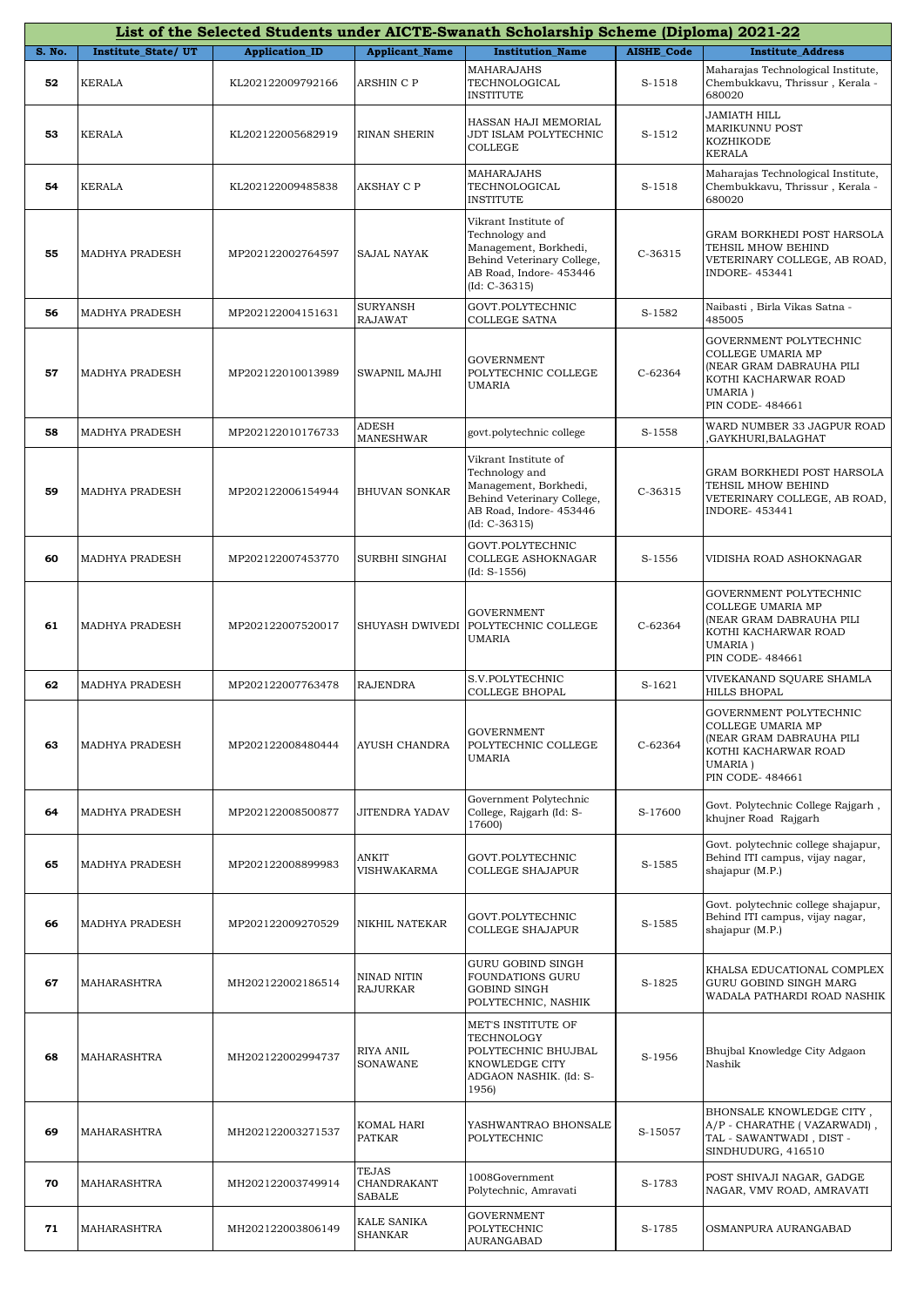| List of the Selected Students under AICTE-Swanath Scholarship Scheme (Diploma) 2021-22 | | | | | | |
|---|---|---|---|---|---|---|
| S. No. | Institute_State/ UT | Application_ID | Applicant_Name | Institution_Name | AISHE_Code | Institute_Address |
| 52 | KERALA | KL202122009792166 | ARSHIN C P | MAHARAJAHS TECHNOLOGICAL INSTITUTE | S-1518 | Maharajas Technological Institute, Chembukkavu, Thrissur , Kerala - 680020 |
| 53 | KERALA | KL202122005682919 | RINAN SHERIN | HASSAN HAJI MEMORIAL JDT ISLAM POLYTECHNIC COLLEGE | S-1512 | JAMIATH HILL MARIKUNNU POST KOZHIKODE KERALA |
| 54 | KERALA | KL202122009485838 | AKSHAY C P | MAHARAJAHS TECHNOLOGICAL INSTITUTE | S-1518 | Maharajas Technological Institute, Chembukkavu, Thrissur , Kerala - 680020 |
| 55 | MADHYA PRADESH | MP202122002764597 | SAJAL NAYAK | Vikrant Institute of Technology and Management, Borkhedi, Behind Veterinary College, AB Road, Indore- 453446 (Id: C-36315) | C-36315 | GRAM BORKHEDI POST HARSOLA TEHSIL MHOW BEHIND VETERINARY COLLEGE, AB ROAD, INDORE- 453441 |
| 56 | MADHYA PRADESH | MP202122004151631 | SURYANSH RAJAWAT | GOVT.POLYTECHNIC COLLEGE SATNA | S-1582 | Naibasti , Birla Vikas Satna - 485005 |
| 57 | MADHYA PRADESH | MP202122010013989 | SWAPNIL MAJHI | GOVERNMENT POLYTECHNIC COLLEGE UMARIA | C-62364 | GOVERNMENT POLYTECHNIC COLLEGE UMARIA MP (NEAR GRAM DABRAUHA PILI KOTHI KACHARWAR ROAD UMARIA ) PIN CODE- 484661 |
| 58 | MADHYA PRADESH | MP202122010176733 | ADESH MANESHWAR | govt.polytechnic college | S-1558 | WARD NUMBER 33 JAGPUR ROAD ,GAYKHURI,BALAGHAT |
| 59 | MADHYA PRADESH | MP202122006154944 | BHUVAN SONKAR | Vikrant Institute of Technology and Management, Borkhedi, Behind Veterinary College, AB Road, Indore- 453446 (Id: C-36315) | C-36315 | GRAM BORKHEDI POST HARSOLA TEHSIL MHOW BEHIND VETERINARY COLLEGE, AB ROAD, INDORE- 453441 |
| 60 | MADHYA PRADESH | MP202122007453770 | SURBHI SINGHAI | GOVT.POLYTECHNIC COLLEGE ASHOKNAGAR (Id: S-1556) | S-1556 | VIDISHA ROAD ASHOKNAGAR |
| 61 | MADHYA PRADESH | MP202122007520017 | SHUYASH DWIVEDI | GOVERNMENT POLYTECHNIC COLLEGE UMARIA | C-62364 | GOVERNMENT POLYTECHNIC COLLEGE UMARIA MP (NEAR GRAM DABRAUHA PILI KOTHI KACHARWAR ROAD UMARIA ) PIN CODE- 484661 |
| 62 | MADHYA PRADESH | MP202122007763478 | RAJENDRA | S.V.POLYTECHNIC COLLEGE BHOPAL | S-1621 | VIVEKANAND SQUARE SHAMLA HILLS BHOPAL |
| 63 | MADHYA PRADESH | MP202122008480444 | AYUSH CHANDRA | GOVERNMENT POLYTECHNIC COLLEGE UMARIA | C-62364 | GOVERNMENT POLYTECHNIC COLLEGE UMARIA MP (NEAR GRAM DABRAUHA PILI KOTHI KACHARWAR ROAD UMARIA ) PIN CODE- 484661 |
| 64 | MADHYA PRADESH | MP202122008500877 | JITENDRA YADAV | Government Polytechnic College, Rajgarh (Id: S-17600) | S-17600 | Govt. Polytechnic College Rajgarh , khujner Road Rajgarh |
| 65 | MADHYA PRADESH | MP202122008899983 | ANKIT VISHWAKARMA | GOVT.POLYTECHNIC COLLEGE SHAJAPUR | S-1585 | Govt. polytechnic college shajapur, Behind ITI campus, vijay nagar, shajapur (M.P.) |
| 66 | MADHYA PRADESH | MP202122009270529 | NIKHIL NATEKAR | GOVT.POLYTECHNIC COLLEGE SHAJAPUR | S-1585 | Govt. polytechnic college shajapur, Behind ITI campus, vijay nagar, shajapur (M.P.) |
| 67 | MAHARASHTRA | MH202122002186514 | NINAD NITIN RAJURKAR | GURU GOBIND SINGH FOUNDATIONS GURU GOBIND SINGH POLYTECHNIC, NASHIK | S-1825 | KHALSA EDUCATIONAL COMPLEX GURU GOBIND SINGH MARG WADALA PATHARDI ROAD NASHIK |
| 68 | MAHARASHTRA | MH202122002994737 | RIYA ANIL SONAWANE | MET'S INSTITUTE OF TECHNOLOGY POLYTECHNIC BHUJBAL KNOWLEDGE CITY ADGAON NASHIK. (Id: S-1956) | S-1956 | Bhujbal Knowledge City Adgaon Nashik |
| 69 | MAHARASHTRA | MH202122003271537 | KOMAL HARI PATKAR | YASHWANTRAO BHONSALE POLYTECHNIC | S-15057 | BHONSALE KNOWLEDGE CITY , A/P - CHARATHE ( VAZARWADI) , TAL - SAWANTWADI , DIST - SINDHUDURG, 416510 |
| 70 | MAHARASHTRA | MH202122003749914 | TEJAS CHANDRAKANT SABALE | 1008Government Polytechnic, Amravati | S-1783 | POST SHIVAJI NAGAR, GADGE NAGAR, VMV ROAD, AMRAVATI |
| 71 | MAHARASHTRA | MH202122003806149 | KALE SANIKA SHANKAR | GOVERNMENT POLYTECHNIC AURANGABAD | S-1785 | OSMANPURA AURANGABAD |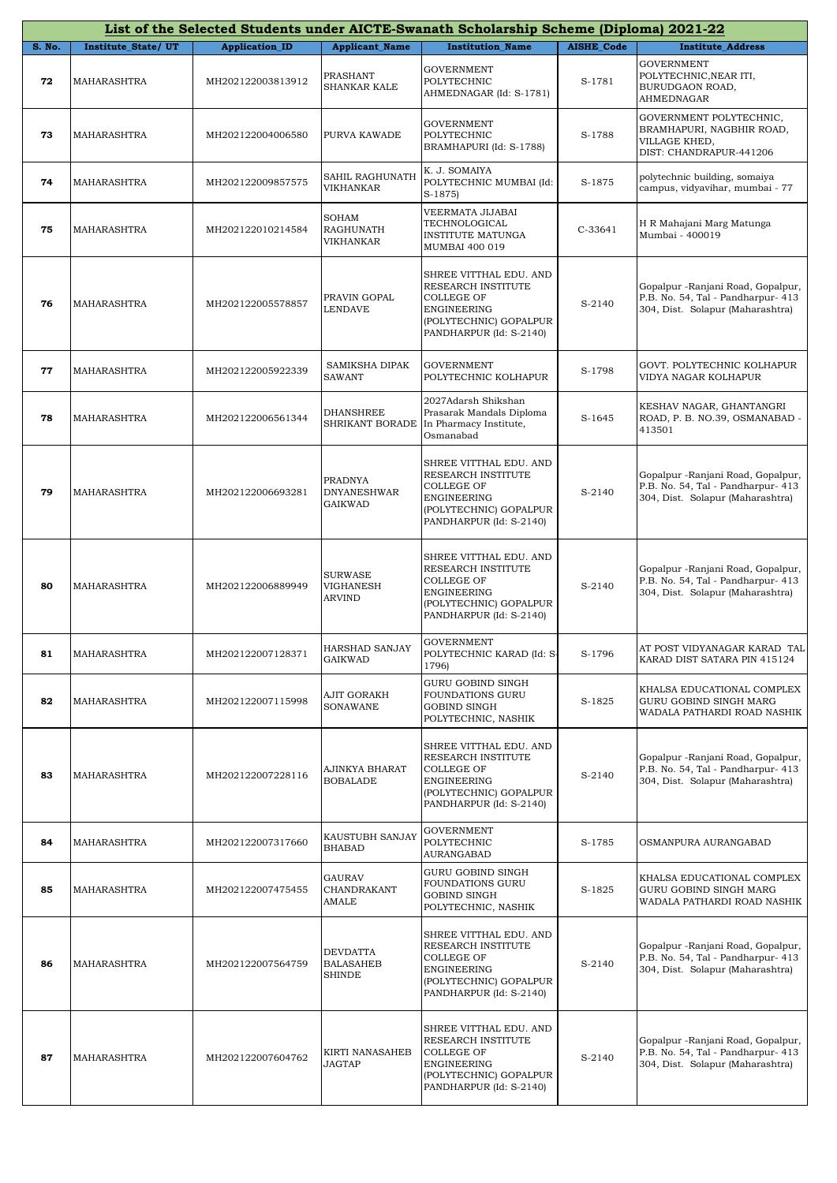# List of the Selected Students under AICTE-Swanath Scholarship Scheme (Diploma) 2021-22

| S. No. | Institute_State/ UT | Application_ID | Applicant_Name | Institution_Name | AISHE_Code | Institute_Address |
|---|---|---|---|---|---|---|
| 72 | MAHARASHTRA | MH202122003813912 | PRASHANT SHANKAR KALE | GOVERNMENT POLYTECHNIC AHMEDNAGAR (Id: S-1781) | S-1781 | GOVERNMENT POLYTECHNIC,NEAR ITI, BURUDGAON ROAD, AHMEDNAGAR |
| 73 | MAHARASHTRA | MH202122004006580 | PURVA KAWADE | GOVERNMENT POLYTECHNIC BRAMHAPURI (Id: S-1788) | S-1788 | GOVERNMENT POLYTECHNIC, BRAMHAPURI, NAGBHIR ROAD, VILLAGE KHED, DIST: CHANDRAPUR-441206 |
| 74 | MAHARASHTRA | MH202122009857575 | SAHIL RAGHUNATH VIKHANKAR | K. J. SOMAIYA POLYTECHNIC MUMBAI (Id: S-1875) | S-1875 | polytechnic building, somaiya campus, vidyavihar, mumbai - 77 |
| 75 | MAHARASHTRA | MH202122010214584 | SOHAM RAGHUNATH VIKHANKAR | VEERMATA JIJABAI TECHNOLOGICAL INSTITUTE MATUNGA MUMBAI 400 019 | C-33641 | H R Mahajani Marg Matunga Mumbai - 400019 |
| 76 | MAHARASHTRA | MH202122005578857 | PRAVIN GOPAL LENDAVE | SHREE VITTHAL EDU. AND RESEARCH INSTITUTE COLLEGE OF ENGINEERING (POLYTECHNIC) GOPALPUR PANDHARPUR (Id: S-2140) | S-2140 | Gopalpur -Ranjani Road, Gopalpur, P.B. No. 54, Tal - Pandharpur- 413 304, Dist. Solapur (Maharashtra) |
| 77 | MAHARASHTRA | MH202122005922339 | SAMIKSHA DIPAK SAWANT | GOVERNMENT POLYTECHNIC KOLHAPUR | S-1798 | GOVT. POLYTECHNIC KOLHAPUR VIDYA NAGAR KOLHAPUR |
| 78 | MAHARASHTRA | MH202122006561344 | DHANSHREE SHRIKANT BORADE | 2027Adarsh Shikshan Prasarak Mandals Diploma In Pharmacy Institute, Osmanabad | S-1645 | KESHAV NAGAR, GHANTANGRI ROAD, P. B. NO.39, OSMANABAD - 413501 |
| 79 | MAHARASHTRA | MH202122006693281 | PRADNYA DNYANESHWAR GAIKWAD | SHREE VITTHAL EDU. AND RESEARCH INSTITUTE COLLEGE OF ENGINEERING (POLYTECHNIC) GOPALPUR PANDHARPUR (Id: S-2140) | S-2140 | Gopalpur -Ranjani Road, Gopalpur, P.B. No. 54, Tal - Pandharpur- 413 304, Dist. Solapur (Maharashtra) |
| 80 | MAHARASHTRA | MH202122006889949 | SURWASE VIGHANESH ARVIND | SHREE VITTHAL EDU. AND RESEARCH INSTITUTE COLLEGE OF ENGINEERING (POLYTECHNIC) GOPALPUR PANDHARPUR (Id: S-2140) | S-2140 | Gopalpur -Ranjani Road, Gopalpur, P.B. No. 54, Tal - Pandharpur- 413 304, Dist. Solapur (Maharashtra) |
| 81 | MAHARASHTRA | MH202122007128371 | HARSHAD SANJAY GAIKWAD | GOVERNMENT POLYTECHNIC KARAD (Id: S-1796) | S-1796 | AT POST VIDYANAGAR KARAD TAL KARAD DIST SATARA PIN 415124 |
| 82 | MAHARASHTRA | MH202122007115998 | AJIT GORAKH SONAWANE | GURU GOBIND SINGH FOUNDATIONS GURU GOBIND SINGH POLYTECHNIC, NASHIK | S-1825 | KHALSA EDUCATIONAL COMPLEX GURU GOBIND SINGH MARG WADALA PATHARDI ROAD NASHIK |
| 83 | MAHARASHTRA | MH202122007228116 | AJINKYA BHARAT BOBALADE | SHREE VITTHAL EDU. AND RESEARCH INSTITUTE COLLEGE OF ENGINEERING (POLYTECHNIC) GOPALPUR PANDHARPUR (Id: S-2140) | S-2140 | Gopalpur -Ranjani Road, Gopalpur, P.B. No. 54, Tal - Pandharpur- 413 304, Dist. Solapur (Maharashtra) |
| 84 | MAHARASHTRA | MH202122007317660 | KAUSTUBH SANJAY BHABAD | GOVERNMENT POLYTECHNIC AURANGABAD | S-1785 | OSMANPURA AURANGABAD |
| 85 | MAHARASHTRA | MH202122007475455 | GAURAV CHANDRAKANT AMALE | GURU GOBIND SINGH FOUNDATIONS GURU GOBIND SINGH POLYTECHNIC, NASHIK | S-1825 | KHALSA EDUCATIONAL COMPLEX GURU GOBIND SINGH MARG WADALA PATHARDI ROAD NASHIK |
| 86 | MAHARASHTRA | MH202122007564759 | DEVDATTA BALASAHEB SHINDE | SHREE VITTHAL EDU. AND RESEARCH INSTITUTE COLLEGE OF ENGINEERING (POLYTECHNIC) GOPALPUR PANDHARPUR (Id: S-2140) | S-2140 | Gopalpur -Ranjani Road, Gopalpur, P.B. No. 54, Tal - Pandharpur- 413 304, Dist. Solapur (Maharashtra) |
| 87 | MAHARASHTRA | MH202122007604762 | KIRTI NANASAHEB JAGTAP | SHREE VITTHAL EDU. AND RESEARCH INSTITUTE COLLEGE OF ENGINEERING (POLYTECHNIC) GOPALPUR PANDHARPUR (Id: S-2140) | S-2140 | Gopalpur -Ranjani Road, Gopalpur, P.B. No. 54, Tal - Pandharpur- 413 304, Dist. Solapur (Maharashtra) |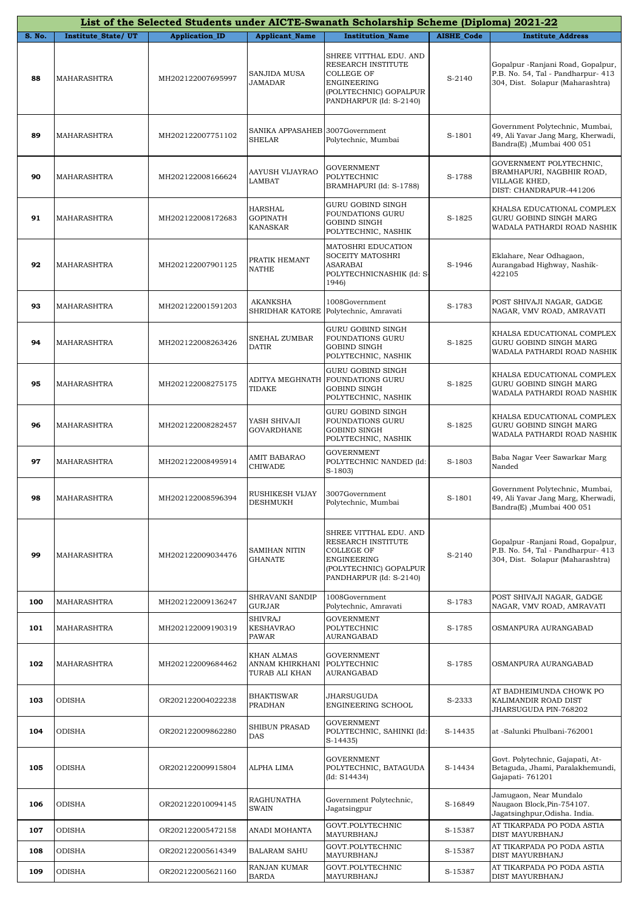| S. No. | Institute_State/ UT | Application_ID | Applicant_Name | Institution_Name | AISHE_Code | Institute_Address |
|---|---|---|---|---|---|---|
| List of the Selected Students under AICTE-Swanath Scholarship Scheme (Diploma) 2021-22 | | | | | | |
| 88 | MAHARASHTRA | MH202122007695997 | SANJIDA MUSA JAMADAR | SHREE VITTHAL EDU. AND RESEARCH INSTITUTE COLLEGE OF ENGINEERING (POLYTECHNIC) GOPALPUR PANDHARPUR (Id: S-2140) | S-2140 | Gopalpur -Ranjani Road, Gopalpur, P.B. No. 54, Tal - Pandharpur- 413 304, Dist. Solapur (Maharashtra) |
| 89 | MAHARASHTRA | MH202122007751102 | SANIKA APPASAHEB SHELAR | 3007Government Polytechnic, Mumbai | S-1801 | Government Polytechnic, Mumbai, 49, Ali Yavar Jang Marg, Kherwadi, Bandra(E) ,Mumbai 400 051 |
| 90 | MAHARASHTRA | MH202122008166624 | AAYUSH VIJAYRAO LAMBAT | GOVERNMENT POLYTECHNIC BRAMHAPURI (Id: S-1788) | S-1788 | GOVERNMENT POLYTECHNIC, BRAMHAPURI, NAGBHIR ROAD, VILLAGE KHED, DIST: CHANDRAPUR-441206 |
| 91 | MAHARASHTRA | MH202122008172683 | HARSHAL GOPINATH KANASKAR | GURU GOBIND SINGH FOUNDATIONS GURU GOBIND SINGH POLYTECHNIC, NASHIK | S-1825 | KHALSA EDUCATIONAL COMPLEX GURU GOBIND SINGH MARG WADALA PATHARDI ROAD NASHIK |
| 92 | MAHARASHTRA | MH202122007901125 | PRATIK HEMANT NATHE | MATOSHRI EDUCATION SOCEITY MATOSHRI ASARABAI POLYTECHNICNASHIK (Id: S-1946) | S-1946 | Eklahare, Near Odhagaon, Aurangabad Highway, Nashik-422105 |
| 93 | MAHARASHTRA | MH202122001591203 | AKANKSHA SHRIDHAR KATORE | 1008Government Polytechnic, Amravati | S-1783 | POST SHIVAJI NAGAR, GADGE NAGAR, VMV ROAD, AMRAVATI |
| 94 | MAHARASHTRA | MH202122008263426 | SNEHAL ZUMBAR DATIR | GURU GOBIND SINGH FOUNDATIONS GURU GOBIND SINGH POLYTECHNIC, NASHIK | S-1825 | KHALSA EDUCATIONAL COMPLEX GURU GOBIND SINGH MARG WADALA PATHARDI ROAD NASHIK |
| 95 | MAHARASHTRA | MH202122008275175 | ADITYA MEGHNATH TIDAKE | GURU GOBIND SINGH FOUNDATIONS GURU GOBIND SINGH POLYTECHNIC, NASHIK | S-1825 | KHALSA EDUCATIONAL COMPLEX GURU GOBIND SINGH MARG WADALA PATHARDI ROAD NASHIK |
| 96 | MAHARASHTRA | MH202122008282457 | YASH SHIVAJI GOVARDHANE | GURU GOBIND SINGH FOUNDATIONS GURU GOBIND SINGH POLYTECHNIC, NASHIK | S-1825 | KHALSA EDUCATIONAL COMPLEX GURU GOBIND SINGH MARG WADALA PATHARDI ROAD NASHIK |
| 97 | MAHARASHTRA | MH202122008495914 | AMIT BABARAO CHIWADE | GOVERNMENT POLYTECHNIC NANDED (Id: S-1803) | S-1803 | Baba Nagar Veer Sawarkar Marg Nanded |
| 98 | MAHARASHTRA | MH202122008596394 | RUSHIKESH VIJAY DESHMUKH | 3007Government Polytechnic, Mumbai | S-1801 | Government Polytechnic, Mumbai, 49, Ali Yavar Jang Marg, Kherwadi, Bandra(E) ,Mumbai 400 051 |
| 99 | MAHARASHTRA | MH202122009034476 | SAMIHAN NITIN GHANATE | SHREE VITTHAL EDU. AND RESEARCH INSTITUTE COLLEGE OF ENGINEERING (POLYTECHNIC) GOPALPUR PANDHARPUR (Id: S-2140) | S-2140 | Gopalpur -Ranjani Road, Gopalpur, P.B. No. 54, Tal - Pandharpur- 413 304, Dist. Solapur (Maharashtra) |
| 100 | MAHARASHTRA | MH202122009136247 | SHRAVANI SANDIP GURJAR | 1008Government Polytechnic, Amravati | S-1783 | POST SHIVAJI NAGAR, GADGE NAGAR, VMV ROAD, AMRAVATI |
| 101 | MAHARASHTRA | MH202122009190319 | SHIVRAJ KESHAVRAO PAWAR | GOVERNMENT POLYTECHNIC AURANGABAD | S-1785 | OSMANPURA AURANGABAD |
| 102 | MAHARASHTRA | MH202122009684462 | KHAN ALMAS ANNAM KHIRKHANI TURAB ALI KHAN | GOVERNMENT POLYTECHNIC AURANGABAD | S-1785 | OSMANPURA AURANGABAD |
| 103 | ODISHA | OR202122004022238 | BHAKTISWAR PRADHAN | JHARSUGUDA ENGINEERING SCHOOL | S-2333 | AT BADHEIMUNDA CHOWK PO KALIMANDIR ROAD DIST JHARSUGUDA PIN-768202 |
| 104 | ODISHA | OR202122009862280 | SHIBUN PRASAD DAS | GOVERNMENT POLYTECHNIC, SAHINKI (Id: S-14435) | S-14435 | at -Salunki Phulbani-762001 |
| 105 | ODISHA | OR202122009915804 | ALPHA LIMA | GOVERNMENT POLYTECHNIC, BATAGUDA (Id: S14434) | S-14434 | Govt. Polytechnic, Gajapati, At-Betaguda, Jhami, Paralakhemundi, Gajapati- 761201 |
| 106 | ODISHA | OR202122010094145 | RAGHUNATHA SWAIN | Government Polytechnic, Jagatsingpur | S-16849 | Jamugaon, Near Mundalo Naugaon Block,Pin-754107. Jagatsinghpur,Odisha. India. |
| 107 | ODISHA | OR202122005472158 | ANADI MOHANTA | GOVT.POLYTECHNIC MAYURBHANJ | S-15387 | AT TIKARPADA PO PODA ASTIA DIST MAYURBHANJ |
| 108 | ODISHA | OR202122005614349 | BALARAM SAHU | GOVT.POLYTECHNIC MAYURBHANJ | S-15387 | AT TIKARPADA PO PODA ASTIA DIST MAYURBHANJ |
| 109 | ODISHA | OR202122005621160 | RANJAN KUMAR BARDA | GOVT.POLYTECHNIC MAYURBHANJ | S-15387 | AT TIKARPADA PO PODA ASTIA DIST MAYURBHANJ |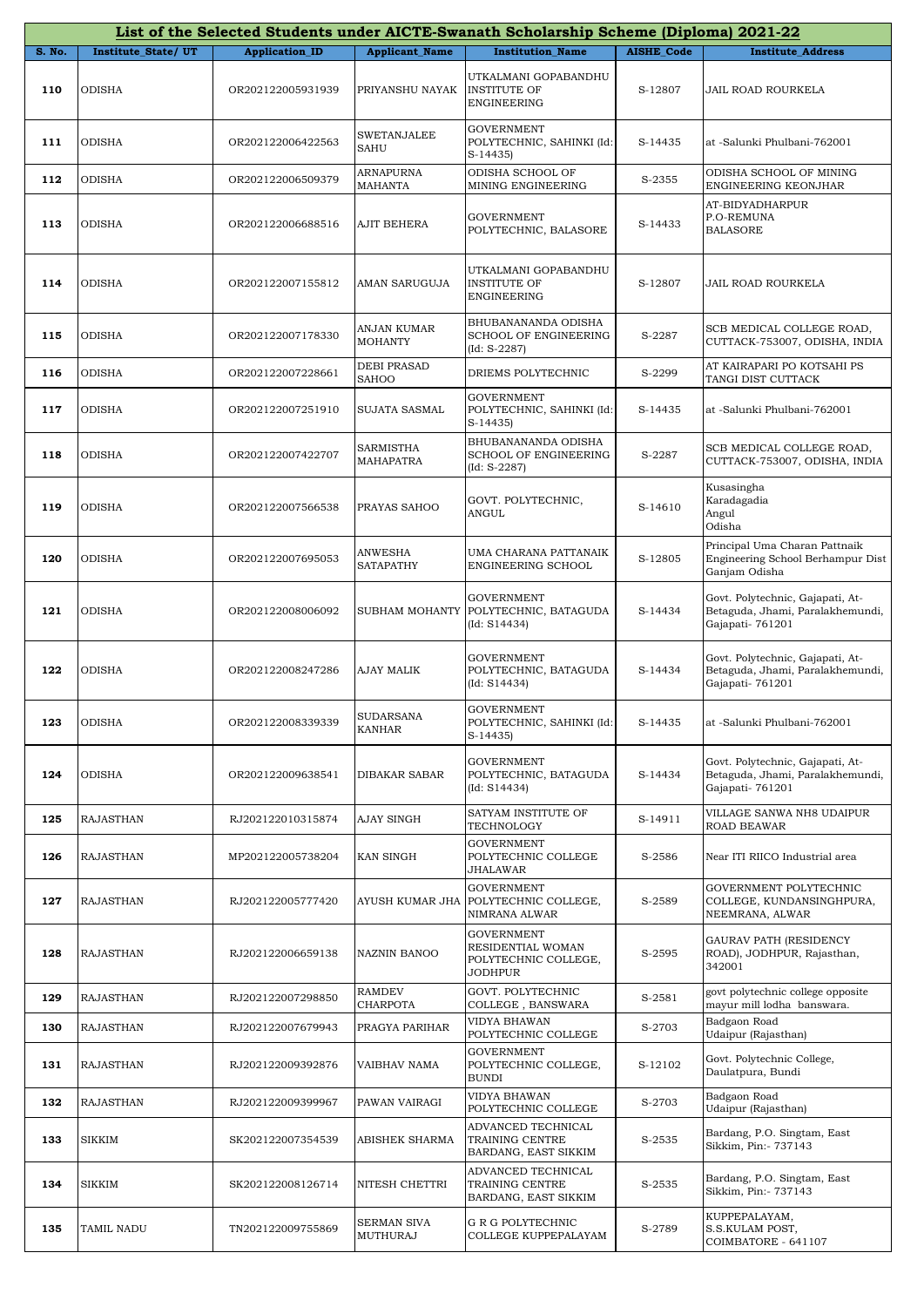| List of the Selected Students under AICTE-Swanath Scholarship Scheme (Diploma) 2021-22 | | | | | | |
|---|---|---|---|---|---|---|
| **S. No.** | **Institute_State/ UT** | **Application_ID** | **Applicant_Name** | **Institution_Name** | **AISHE_Code** | **Institute_Address** |
| 110 | ODISHA | OR202122005931939 | PRIYANSHU NAYAK | UTKALMANI GOPABANDHU INSTITUTE OF ENGINEERING | S-12807 | JAIL ROAD ROURKELA |
| 111 | ODISHA | OR202122006422563 | SWETANJALEE SAHU | GOVERNMENT POLYTECHNIC, SAHINKI (Id: S-14435) | S-14435 | at -Salunki Phulbani-762001 |
| 112 | ODISHA | OR202122006509379 | ARNAPURNA MAHANTA | ODISHA SCHOOL OF MINING ENGINEERING | S-2355 | ODISHA SCHOOL OF MINING ENGINEERING KEONJHAR |
| 113 | ODISHA | OR202122006688516 | AJIT BEHERA | GOVERNMENT POLYTECHNIC, BALASORE | S-14433 | AT-BIDYADHARPUR P.O-REMUNA BALASORE |
| 114 | ODISHA | OR202122007155812 | AMAN SARUGUJA | UTKALMANI GOPABANDHU INSTITUTE OF ENGINEERING | S-12807 | JAIL ROAD ROURKELA |
| 115 | ODISHA | OR202122007178330 | ANJAN KUMAR MOHANTY | BHUBANANANDA ODISHA SCHOOL OF ENGINEERING (Id: S-2287) | S-2287 | SCB MEDICAL COLLEGE ROAD, CUTTACK-753007, ODISHA, INDIA |
| 116 | ODISHA | OR202122007228661 | DEBI PRASAD SAHOO | DRIEMS POLYTECHNIC | S-2299 | AT KAIRAPARI PO KOTSAHI PS TANGI DIST CUTTACK |
| 117 | ODISHA | OR202122007251910 | SUJATA SASMAL | GOVERNMENT POLYTECHNIC, SAHINKI (Id: S-14435) | S-14435 | at -Salunki Phulbani-762001 |
| 118 | ODISHA | OR202122007422707 | SARMISTHA MAHAPATRA | BHUBANANANDA ODISHA SCHOOL OF ENGINEERING (Id: S-2287) | S-2287 | SCB MEDICAL COLLEGE ROAD, CUTTACK-753007, ODISHA, INDIA |
| 119 | ODISHA | OR202122007566538 | PRAYAS SAHOO | GOVT. POLYTECHNIC, ANGUL | S-14610 | Kusasingha Karadagadia Angul Odisha |
| 120 | ODISHA | OR202122007695053 | ANWESHA SATAPATHY | UMA CHARANA PATTANAIK ENGINEERING SCHOOL | S-12805 | Principal Uma Charan Pattnaik Engineering School Berhampur Dist Ganjam Odisha |
| 121 | ODISHA | OR202122008006092 | SUBHAM MOHANTY | GOVERNMENT POLYTECHNIC, BATAGUDA (Id: S14434) | S-14434 | Govt. Polytechnic, Gajapati, At-Betaguda, Jhami, Paralakhemundi, Gajapati- 761201 |
| 122 | ODISHA | OR202122008247286 | AJAY MALIK | GOVERNMENT POLYTECHNIC, BATAGUDA (Id: S14434) | S-14434 | Govt. Polytechnic, Gajapati, At-Betaguda, Jhami, Paralakhemundi, Gajapati- 761201 |
| 123 | ODISHA | OR202122008339339 | SUDARSANA KANHAR | GOVERNMENT POLYTECHNIC, SAHINKI (Id: S-14435) | S-14435 | at -Salunki Phulbani-762001 |
| 124 | ODISHA | OR202122009638541 | DIBAKAR SABAR | GOVERNMENT POLYTECHNIC, BATAGUDA (Id: S14434) | S-14434 | Govt. Polytechnic, Gajapati, At-Betaguda, Jhami, Paralakhemundi, Gajapati- 761201 |
| 125 | RAJASTHAN | RJ202122010315874 | AJAY SINGH | SATYAM INSTITUTE OF TECHNOLOGY | S-14911 | VILLAGE SANWA NH8 UDAIPUR ROAD BEAWAR |
| 126 | RAJASTHAN | MP202122005738204 | KAN SINGH | GOVERNMENT POLYTECHNIC COLLEGE JHALAWAR | S-2586 | Near ITI RIICO Industrial area |
| 127 | RAJASTHAN | RJ202122005777420 | AYUSH KUMAR JHA | GOVERNMENT POLYTECHNIC COLLEGE, NIMRANA ALWAR | S-2589 | GOVERNMENT POLYTECHNIC COLLEGE, KUNDANSINGHPURA, NEEMRANA, ALWAR |
| 128 | RAJASTHAN | RJ202122006659138 | NAZNIN BANOO | GOVERNMENT RESIDENTIAL WOMAN POLYTECHNIC COLLEGE, JODHPUR | S-2595 | GAURAV PATH (RESIDENCY ROAD), JODHPUR, Rajasthan, 342001 |
| 129 | RAJASTHAN | RJ202122007298850 | RAMDEV CHARPOTA | GOVT. POLYTECHNIC COLLEGE , BANSWARA | S-2581 | govt polytechnic college opposite mayur mill lodha banswara. |
| 130 | RAJASTHAN | RJ202122007679943 | PRAGYA PARIHAR | VIDYA BHAWAN POLYTECHNIC COLLEGE | S-2703 | Badgaon Road Udaipur (Rajasthan) |
| 131 | RAJASTHAN | RJ202122009392876 | VAIBHAV NAMA | GOVERNMENT POLYTECHNIC COLLEGE, BUNDI | S-12102 | Govt. Polytechnic College, Daulatpura, Bundi |
| 132 | RAJASTHAN | RJ202122009399967 | PAWAN VAIRAGI | VIDYA BHAWAN POLYTECHNIC COLLEGE | S-2703 | Badgaon Road Udaipur (Rajasthan) |
| 133 | SIKKIM | SK202122007354539 | ABISHEK SHARMA | ADVANCED TECHNICAL TRAINING CENTRE BARDANG, EAST SIKKIM | S-2535 | Bardang, P.O. Singtam, East Sikkim, Pin:- 737143 |
| 134 | SIKKIM | SK202122008126714 | NITESH CHETTRI | ADVANCED TECHNICAL TRAINING CENTRE BARDANG, EAST SIKKIM | S-2535 | Bardang, P.O. Singtam, East Sikkim, Pin:- 737143 |
| 135 | TAMIL NADU | TN202122009755869 | SERMAN SIVA MUTHURAJ | G R G POLYTECHNIC COLLEGE KUPPEPALAYAM | S-2789 | KUPPEPALAYAM, S.S.KULAM POST, COIMBATORE - 641107 |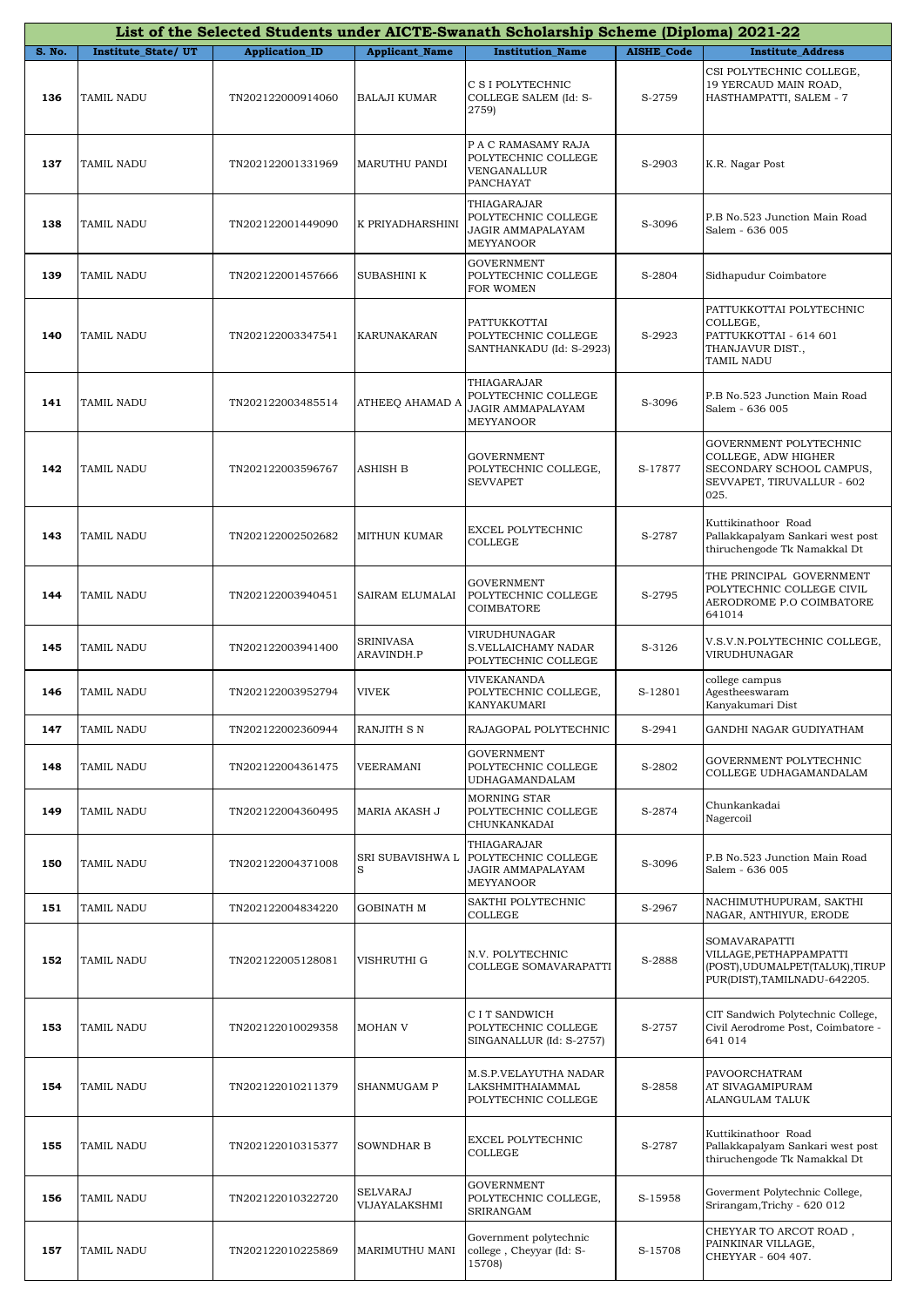| List of the Selected Students under AICTE-Swanath Scholarship Scheme (Diploma) 2021-22 | | | | | | |
|---|---|---|---|---|---|---|
| S. No. | Institute_State/ UT | Application_ID | Applicant_Name | Institution_Name | AISHE_Code | Institute_Address |
| 136 | TAMIL NADU | TN202122000914060 | BALAJI KUMAR | C S I POLYTECHNIC COLLEGE SALEM (Id: S-2759) | S-2759 | CSI POLYTECHNIC COLLEGE, 19 YERCAUD MAIN ROAD, HASTHAMPATTI, SALEM - 7 |
| 137 | TAMIL NADU | TN202122001331969 | MARUTHU PANDI | P A C RAMASAMY RAJA POLYTECHNIC COLLEGE VENGANALLUR PANCHAYAT | S-2903 | K.R. Nagar Post |
| 138 | TAMIL NADU | TN202122001449090 | K PRIYADHARSHINI | THIAGARAJAR POLYTECHNIC COLLEGE JAGIR AMMAPALAYAM MEYYANOOR | S-3096 | P.B No.523 Junction Main Road Salem - 636 005 |
| 139 | TAMIL NADU | TN202122001457666 | SUBASHINI K | GOVERNMENT POLYTECHNIC COLLEGE FOR WOMEN | S-2804 | Sidhapudur Coimbatore |
| 140 | TAMIL NADU | TN202122003347541 | KARUNAKARAN | PATTUKKOTTAI POLYTECHNIC COLLEGE SANTHANKADU (Id: S-2923) | S-2923 | PATTUKKOTTAI POLYTECHNIC COLLEGE, PATTUKKOTTAI - 614 601 THANJAVUR DIST., TAMIL NADU |
| 141 | TAMIL NADU | TN202122003485514 | ATHEEQ AHAMAD A | THIAGARAJAR POLYTECHNIC COLLEGE JAGIR AMMAPALAYAM MEYYANOOR | S-3096 | P.B No.523 Junction Main Road Salem - 636 005 |
| 142 | TAMIL NADU | TN202122003596767 | ASHISH B | GOVERNMENT POLYTECHNIC COLLEGE, SEVVAPET | S-17877 | GOVERNMENT POLYTECHNIC COLLEGE, ADW HIGHER SECONDARY SCHOOL CAMPUS, SEVVAPET, TIRUVALLUR - 602 025. |
| 143 | TAMIL NADU | TN202122002502682 | MITHUN KUMAR | EXCEL POLYTECHNIC COLLEGE | S-2787 | Kuttikinathoor Road Pallakkapalyam Sankari west post thiruchengode Tk Namakkal Dt |
| 144 | TAMIL NADU | TN202122003940451 | SAIRAM ELUMALAI | GOVERNMENT POLYTECHNIC COLLEGE COIMBATORE | S-2795 | THE PRINCIPAL GOVERNMENT POLYTECHNIC COLLEGE CIVIL AERODROME P.O COIMBATORE 641014 |
| 145 | TAMIL NADU | TN202122003941400 | SRINIVASA ARAVINDH.P | VIRUDHUNAGAR S.VELLAICHAMY NADAR POLYTECHNIC COLLEGE | S-3126 | V.S.V.N.POLYTECHNIC COLLEGE, VIRUDHUNAGAR |
| 146 | TAMIL NADU | TN202122003952794 | VIVEK | VIVEKANANDA POLYTECHNIC COLLEGE, KANYAKUMARI | S-12801 | college campus Agestheeswaram Kanyakumari Dist |
| 147 | TAMIL NADU | TN202122002360944 | RANJITH S N | RAJAGOPAL POLYTECHNIC | S-2941 | GANDHI NAGAR GUDIYATHAM |
| 148 | TAMIL NADU | TN202122004361475 | VEERAMANI | GOVERNMENT POLYTECHNIC COLLEGE UDHAGAMANDALAM | S-2802 | GOVERNMENT POLYTECHNIC COLLEGE UDHAGAMANDALAM |
| 149 | TAMIL NADU | TN202122004360495 | MARIA AKASH J | MORNING STAR POLYTECHNIC COLLEGE CHUNKANKADAI | S-2874 | Chunkankadai Nagercoil |
| 150 | TAMIL NADU | TN202122004371008 | SRI SUBAVISHWA L S | THIAGARAJAR POLYTECHNIC COLLEGE JAGIR AMMAPALAYAM MEYYANOOR | S-3096 | P.B No.523 Junction Main Road Salem - 636 005 |
| 151 | TAMIL NADU | TN202122004834220 | GOBINATH M | SAKTHI POLYTECHNIC COLLEGE | S-2967 | NACHIMUTHUPURAM, SAKTHI NAGAR, ANTHIYUR, ERODE |
| 152 | TAMIL NADU | TN202122005128081 | VISHRUTHI G | N.V. POLYTECHNIC COLLEGE SOMAVARAPATTI | S-2888 | SOMAVARAPATTI VILLAGE,PETHAPPAMPATTI (POST),UDUMALPET(TALUK),TIRUPPUR(DIST),TAMILNADU-642205. |
| 153 | TAMIL NADU | TN202122010029358 | MOHAN V | C I T SANDWICH POLYTECHNIC COLLEGE SINGANALLUR (Id: S-2757) | S-2757 | CIT Sandwich Polytechnic College, Civil Aerodrome Post, Coimbatore - 641 014 |
| 154 | TAMIL NADU | TN202122010211379 | SHANMUGAM P | M.S.P.VELAYUTHA NADAR LAKSHMITHAIAMMAL POLYTECHNIC COLLEGE | S-2858 | PAVOORCHATRAM AT SIVAGAMIPURAM ALANGULAM TALUK |
| 155 | TAMIL NADU | TN202122010315377 | SOWNDHAR B | EXCEL POLYTECHNIC COLLEGE | S-2787 | Kuttikinathoor Road Pallakkapalyam Sankari west post thiruchengode Tk Namakkal Dt |
| 156 | TAMIL NADU | TN202122010322720 | SELVARAJ VIJAYALAKSHMI | GOVERNMENT POLYTECHNIC COLLEGE, SRIRANGAM | S-15958 | Goverment Polytechnic College, Srirangam,Trichy - 620 012 |
| 157 | TAMIL NADU | TN202122010225869 | MARIMUTHU MANI | Government polytechnic college , Cheyyar (Id: S-15708) | S-15708 | CHEYYAR TO ARCOT ROAD , PAINKINAR VILLAGE, CHEYYAR - 604 407. |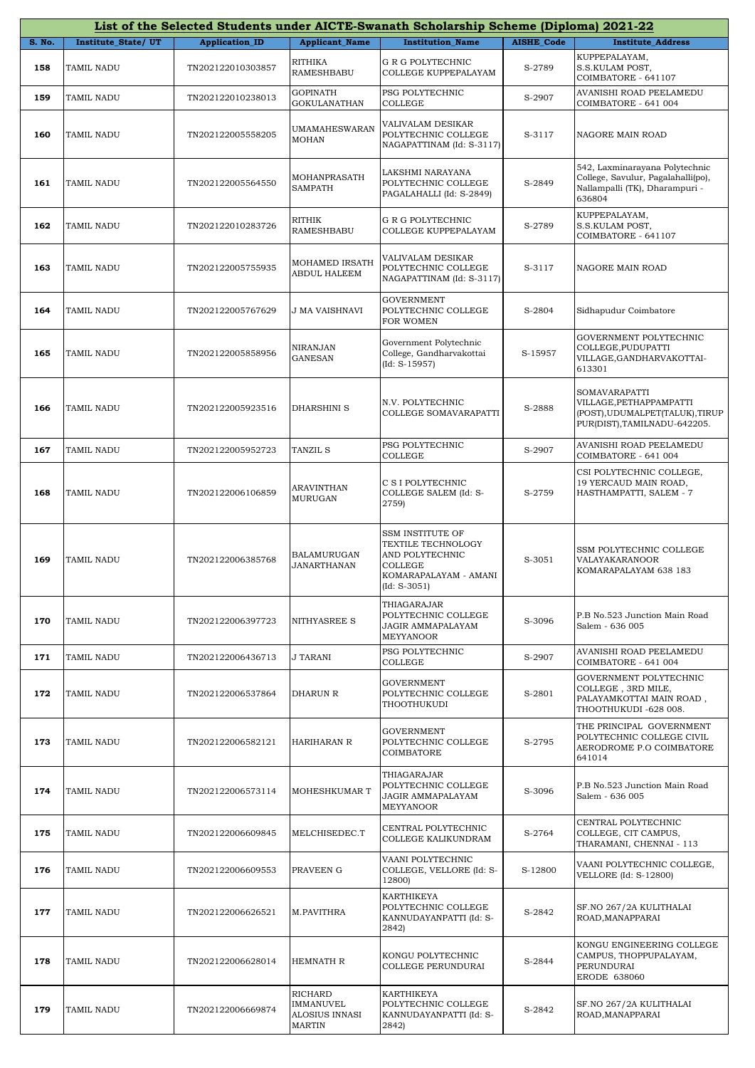| List of the Selected Students under AICTE-Swanath Scholarship Scheme (Diploma) 2021-22 | | | | | | |
|---|---|---|---|---|---|---|
| S. No. | Institute_State/ UT | Application_ID | Applicant_Name | Institution_Name | AISHE_Code | Institute_Address |
| 158 | TAMIL NADU | TN202122010303857 | RITHIKA RAMESHBABU | G R G POLYTECHNIC COLLEGE KUPPEPALAYAM | S-2789 | KUPPEPALAYAM, S.S.KULAM POST, COIMBATORE - 641107 |
| 159 | TAMIL NADU | TN202122010238013 | GOPINATH GOKULANATHAN | PSG POLYTECHNIC COLLEGE | S-2907 | AVANISHI ROAD PEELAMEDU COIMBATORE - 641 004 |
| 160 | TAMIL NADU | TN202122005558205 | UMAMAHESWARAN MOHAN | VALIVALAM DESIKAR POLYTECHNIC COLLEGE NAGAPATTINAM (Id: S-3117) | S-3117 | NAGORE MAIN ROAD |
| 161 | TAMIL NADU | TN202122005564550 | MOHANPRASATH SAMPATH | LAKSHMI NARAYANA POLYTECHNIC COLLEGE PAGALAHALLI (Id: S-2849) | S-2849 | 542, Laxminarayana Polytechnic College, Savulur, Pagalahalli(po), Nallampalli (TK), Dharampuri - 636804 |
| 162 | TAMIL NADU | TN202122010283726 | RITHIK RAMESHBABU | G R G POLYTECHNIC COLLEGE KUPPEPALAYAM | S-2789 | KUPPEPALAYAM, S.S.KULAM POST, COIMBATORE - 641107 |
| 163 | TAMIL NADU | TN202122005755935 | MOHAMED IRSATH ABDUL HALEEM | VALIVALAM DESIKAR POLYTECHNIC COLLEGE NAGAPATTINAM (Id: S-3117) | S-3117 | NAGORE MAIN ROAD |
| 164 | TAMIL NADU | TN202122005767629 | J MA VAISHNAVI | GOVERNMENT POLYTECHNIC COLLEGE FOR WOMEN | S-2804 | Sidhapudur Coimbatore |
| 165 | TAMIL NADU | TN202122005858956 | NIRANJAN GANESAN | Government Polytechnic College, Gandharvakottai (Id: S-15957) | S-15957 | GOVERNMENT POLYTECHNIC COLLEGE,PUDUPATTI VILLAGE,GANDHARVAKOTTAI-613301 |
| 166 | TAMIL NADU | TN202122005923516 | DHARSHINI S | N.V. POLYTECHNIC COLLEGE SOMAVARAPATTI | S-2888 | SOMAVARAPATTI VILLAGE,PETHAPPAMPATTI (POST),UDUMALPET(TALUK),TIRUPPUR(DIST),TAMILNADU-642205. |
| 167 | TAMIL NADU | TN202122005952723 | TANZIL S | PSG POLYTECHNIC COLLEGE | S-2907 | AVANISHI ROAD PEELAMEDU COIMBATORE - 641 004 |
| 168 | TAMIL NADU | TN202122006106859 | ARAVINTHAN MURUGAN | C S I POLYTECHNIC COLLEGE SALEM (Id: S-2759) | S-2759 | CSI POLYTECHNIC COLLEGE, 19 YERCAUD MAIN ROAD, HASTHAMPATTI, SALEM - 7 |
| 169 | TAMIL NADU | TN202122006385768 | BALAMURUGAN JANARTHANAN | SSM INSTITUTE OF TEXTILE TECHNOLOGY AND POLYTECHNIC COLLEGE KOMARAPALAYAM - AMANI (Id: S-3051) | S-3051 | SSM POLYTECHNIC COLLEGE VALAYAKARANOOR KOMARAPALAYAM 638 183 |
| 170 | TAMIL NADU | TN202122006397723 | NITHYASREE S | THIAGARAJAR POLYTECHNIC COLLEGE JAGIR AMMAPALAYAM MEYYANOOR | S-3096 | P.B No.523 Junction Main Road Salem - 636 005 |
| 171 | TAMIL NADU | TN202122006436713 | J TARANI | PSG POLYTECHNIC COLLEGE | S-2907 | AVANISHI ROAD PEELAMEDU COIMBATORE - 641 004 |
| 172 | TAMIL NADU | TN202122006537864 | DHARUN R | GOVERNMENT POLYTECHNIC COLLEGE THOOTHUKUDI | S-2801 | GOVERNMENT POLYTECHNIC COLLEGE , 3RD MILE, PALAYAMKOTTAI MAIN ROAD , THOOTHUKUDI -628 008. |
| 173 | TAMIL NADU | TN202122006582121 | HARIHARAN R | GOVERNMENT POLYTECHNIC COLLEGE COIMBATORE | S-2795 | THE PRINCIPAL GOVERNMENT POLYTECHNIC COLLEGE CIVIL AERODROME P.O COIMBATORE 641014 |
| 174 | TAMIL NADU | TN202122006573114 | MOHESHKUMAR T | THIAGARAJAR POLYTECHNIC COLLEGE JAGIR AMMAPALAYAM MEYYANOOR | S-3096 | P.B No.523 Junction Main Road Salem - 636 005 |
| 175 | TAMIL NADU | TN202122006609845 | MELCHISEDEC.T | CENTRAL POLYTECHNIC COLLEGE KALIKUNDRAM | S-2764 | CENTRAL POLYTECHNIC COLLEGE, CIT CAMPUS, THARAMANI, CHENNAI - 113 |
| 176 | TAMIL NADU | TN202122006609553 | PRAVEEN G | VAANI POLYTECHNIC COLLEGE, VELLORE (Id: S-12800) | S-12800 | VAANI POLYTECHNIC COLLEGE, VELLORE (Id: S-12800) |
| 177 | TAMIL NADU | TN202122006626521 | M.PAVITHRA | KARTHIKEYA POLYTECHNIC COLLEGE KANNUDAYANPATTI (Id: S-2842) | S-2842 | SF.NO 267/2A KULITHALAI ROAD,MANAPPARAI |
| 178 | TAMIL NADU | TN202122006628014 | HEMNATH R | KONGU POLYTECHNIC COLLEGE PERUNDURAI | S-2844 | KONGU ENGINEERING COLLEGE CAMPUS, THOPPUPALAYAM, PERUNDURAI ERODE 638060 |
| 179 | TAMIL NADU | TN202122006669874 | RICHARD IMMANUVEL ALOSIUS INNASI MARTIN | KARTHIKEYA POLYTECHNIC COLLEGE KANNUDAYANPATTI (Id: S-2842) | S-2842 | SF.NO 267/2A KULITHALAI ROAD,MANAPPARAI |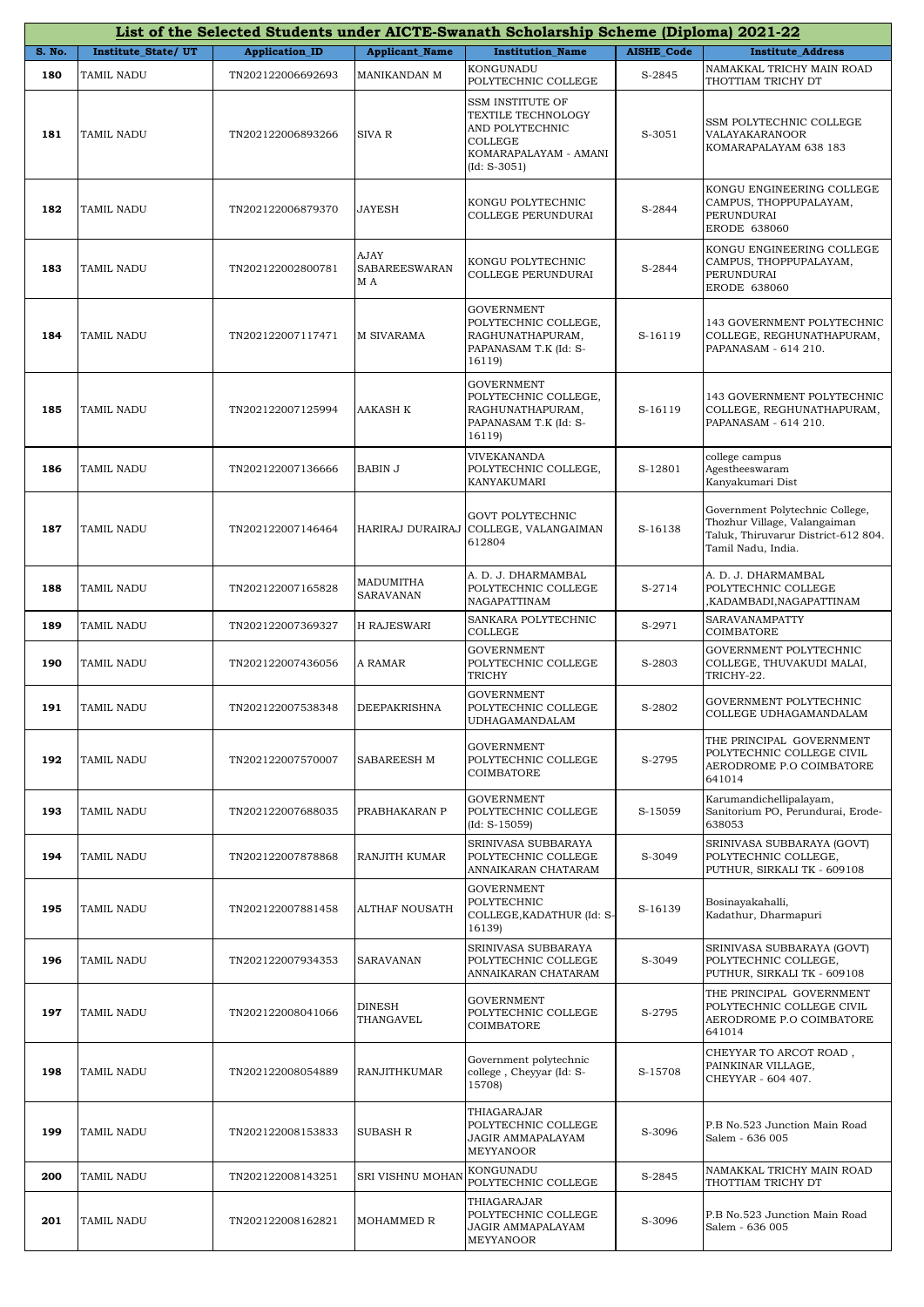| List of the Selected Students under AICTE-Swanath Scholarship Scheme (Diploma) 2021-22 | | | | | | |
|---|---|---|---|---|---|---|
| S. No. | Institute_State/ UT | Application_ID | Applicant_Name | Institution_Name | AISHE_Code | Institute_Address |
| 180 | TAMIL NADU | TN202122006692693 | MANIKANDAN M | KONGUNADU POLYTECHNIC COLLEGE | S-2845 | NAMAKKAL TRICHY MAIN ROAD THOTTIAM TRICHY DT |
| 181 | TAMIL NADU | TN202122006893266 | SIVA R | SSM INSTITUTE OF TEXTILE TECHNOLOGY AND POLYTECHNIC COLLEGE KOMARAPALAYAM - AMANI (Id: S-3051) | S-3051 | SSM POLYTECHNIC COLLEGE VALAYAKARANOOR KOMARAPALAYAM 638 183 |
| 182 | TAMIL NADU | TN202122006879370 | JAYESH | KONGU POLYTECHNIC COLLEGE PERUNDURAI | S-2844 | KONGU ENGINEERING COLLEGE CAMPUS, THOPPUPALAYAM, PERUNDURAI ERODE 638060 |
| 183 | TAMIL NADU | TN202122002800781 | AJAY SABAREESWARAN M A | KONGU POLYTECHNIC COLLEGE PERUNDURAI | S-2844 | KONGU ENGINEERING COLLEGE CAMPUS, THOPPUPALAYAM, PERUNDURAI ERODE 638060 |
| 184 | TAMIL NADU | TN202122007117471 | M SIVARAMA | GOVERNMENT POLYTECHNIC COLLEGE, RAGHUNATHAPURAM, PAPANASAM T.K (Id: S-16119) | S-16119 | 143 GOVERNMENT POLYTECHNIC COLLEGE, REGHUNATHAPURAM, PAPANASAM - 614 210. |
| 185 | TAMIL NADU | TN202122007125994 | AAKASH K | GOVERNMENT POLYTECHNIC COLLEGE, RAGHUNATHAPURAM, PAPANASAM T.K (Id: S-16119) | S-16119 | 143 GOVERNMENT POLYTECHNIC COLLEGE, REGHUNATHAPURAM, PAPANASAM - 614 210. |
| 186 | TAMIL NADU | TN202122007136666 | BABIN J | VIVEKANANDA POLYTECHNIC COLLEGE, KANYAKUMARI | S-12801 | college campus Agestheeswaram Kanyakumari Dist |
| 187 | TAMIL NADU | TN202122007146464 | HARIRAJ DURAIRAJ | GOVT POLYTECHNIC COLLEGE, VALANGAIMAN 612804 | S-16138 | Government Polytechnic College, Thozhur Village, Valangaiman Taluk, Thiruvarur District-612 804. Tamil Nadu, India. |
| 188 | TAMIL NADU | TN202122007165828 | MADUMITHA SARAVANAN | A. D. J. DHARMAMBAL POLYTECHNIC COLLEGE NAGAPATTINAM | S-2714 | A. D. J. DHARMAMBAL POLYTECHNIC COLLEGE ,KADAMBADI,NAGAPATTINAM |
| 189 | TAMIL NADU | TN202122007369327 | H RAJESWARI | SANKARA POLYTECHNIC COLLEGE | S-2971 | SARAVANAMPATTY COIMBATORE |
| 190 | TAMIL NADU | TN202122007436056 | A RAMAR | GOVERNMENT POLYTECHNIC COLLEGE TRICHY | S-2803 | GOVERNMENT POLYTECHNIC COLLEGE, THUVAKUDI MALAI, TRICHY-22. |
| 191 | TAMIL NADU | TN202122007538348 | DEEPAKRISHNA | GOVERNMENT POLYTECHNIC COLLEGE UDHAGAMANDALAM | S-2802 | GOVERNMENT POLYTECHNIC COLLEGE UDHAGAMANDALAM |
| 192 | TAMIL NADU | TN202122007570007 | SABAREESH M | GOVERNMENT POLYTECHNIC COLLEGE COIMBATORE | S-2795 | THE PRINCIPAL GOVERNMENT POLYTECHNIC COLLEGE CIVIL AERODROME P.O COIMBATORE 641014 |
| 193 | TAMIL NADU | TN202122007688035 | PRABHAKARAN P | GOVERNMENT POLYTECHNIC COLLEGE (Id: S-15059) | S-15059 | Karumandichellipalayam, Sanitorium PO, Perundurai, Erode-638053 |
| 194 | TAMIL NADU | TN202122007878868 | RANJITH KUMAR | SRINIVASA SUBBARAYA POLYTECHNIC COLLEGE ANNAIKARAN CHATARAM | S-3049 | SRINIVASA SUBBARAYA (GOVT) POLYTECHNIC COLLEGE, PUTHUR, SIRKALI TK - 609108 |
| 195 | TAMIL NADU | TN202122007881458 | ALTHAF NOUSATH | GOVERNMENT POLYTECHNIC COLLEGE,KADATHUR (Id: S-16139) | S-16139 | Bosinayakahalli, Kadathur, Dharmapuri |
| 196 | TAMIL NADU | TN202122007934353 | SARAVANAN | SRINIVASA SUBBARAYA POLYTECHNIC COLLEGE ANNAIKARAN CHATARAM | S-3049 | SRINIVASA SUBBARAYA (GOVT) POLYTECHNIC COLLEGE, PUTHUR, SIRKALI TK - 609108 |
| 197 | TAMIL NADU | TN202122008041066 | DINESH THANGAVEL | GOVERNMENT POLYTECHNIC COLLEGE COIMBATORE | S-2795 | THE PRINCIPAL GOVERNMENT POLYTECHNIC COLLEGE CIVIL AERODROME P.O COIMBATORE 641014 |
| 198 | TAMIL NADU | TN202122008054889 | RANJITHKUMAR | Government polytechnic college , Cheyyar (Id: S-15708) | S-15708 | CHEYYAR TO ARCOT ROAD , PAINKINAR VILLAGE, CHEYYAR - 604 407. |
| 199 | TAMIL NADU | TN202122008153833 | SUBASH R | THIAGARAJAR POLYTECHNIC COLLEGE JAGIR AMMAPALAYAM MEYYANOOR | S-3096 | P.B No.523 Junction Main Road Salem - 636 005 |
| 200 | TAMIL NADU | TN202122008143251 | SRI VISHNU MOHAN | KONGUNADU POLYTECHNIC COLLEGE | S-2845 | NAMAKKAL TRICHY MAIN ROAD THOTTIAM TRICHY DT |
| 201 | TAMIL NADU | TN202122008162821 | MOHAMMED R | THIAGARAJAR POLYTECHNIC COLLEGE JAGIR AMMAPALAYAM MEYYANOOR | S-3096 | P.B No.523 Junction Main Road Salem - 636 005 |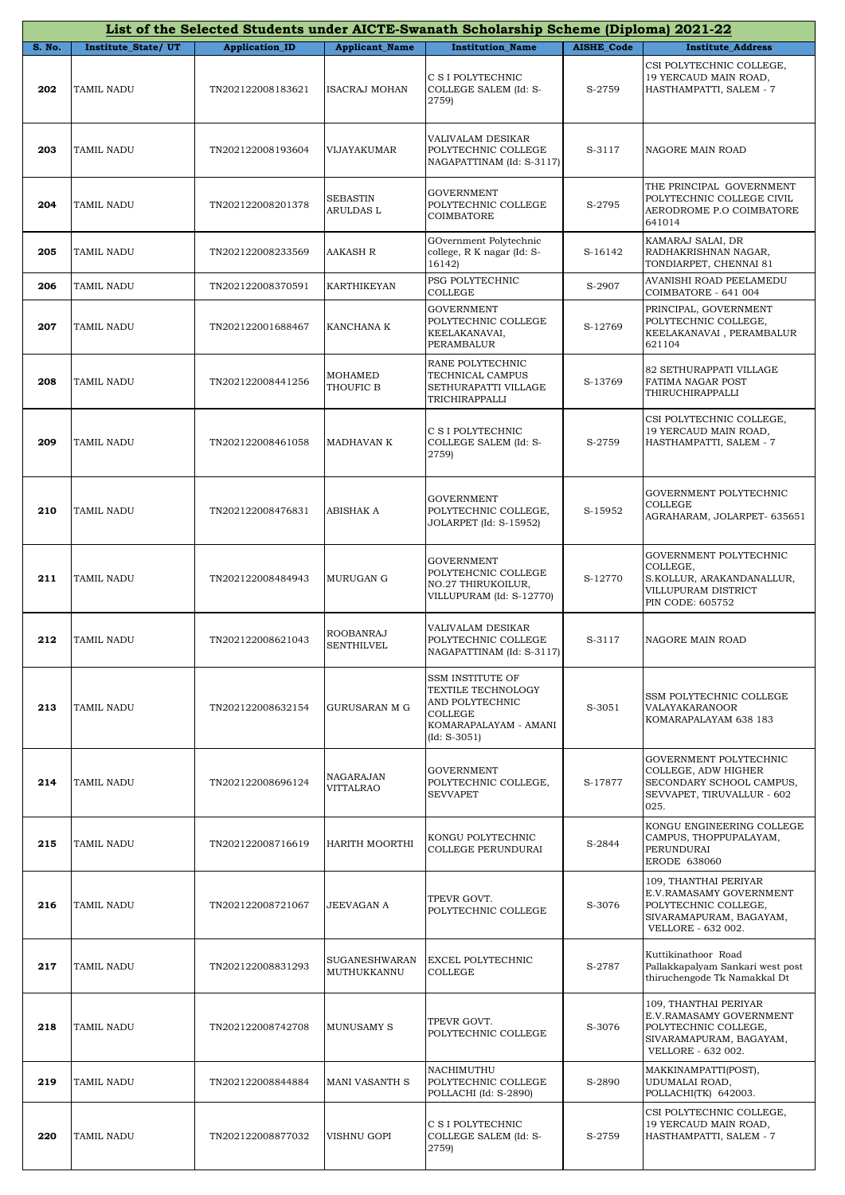| List of the Selected Students under AICTE-Swanath Scholarship Scheme (Diploma) 2021-22 | | | | | | |
|---|---|---|---|---|---|---|
| S. No. | Institute_State/ UT | Application_ID | Applicant_Name | Institution_Name | AISHE_Code | Institute_Address |
| 202 | TAMIL NADU | TN202122008183621 | ISACRAJ MOHAN | C S I POLYTECHNIC COLLEGE SALEM (Id: S-2759) | S-2759 | CSI POLYTECHNIC COLLEGE, 19 YERCAUD MAIN ROAD, HASTHAMPATTI, SALEM - 7 |
| 203 | TAMIL NADU | TN202122008193604 | VIJAYAKUMAR | VALIVALAM DESIKAR POLYTECHNIC COLLEGE NAGAPATTINAM (Id: S-3117) | S-3117 | NAGORE MAIN ROAD |
| 204 | TAMIL NADU | TN202122008201378 | SEBASTIN ARULDAS L | GOVERNMENT POLYTECHNIC COLLEGE COIMBATORE | S-2795 | THE PRINCIPAL GOVERNMENT POLYTECHNIC COLLEGE CIVIL AERODROME P.O COIMBATORE 641014 |
| 205 | TAMIL NADU | TN202122008233569 | AAKASH R | GOvernment Polytechnic college, R K nagar (Id: S-16142) | S-16142 | KAMARAJ SALAI, DR RADHAKRISHNAN NAGAR, TONDIARPET, CHENNAI 81 |
| 206 | TAMIL NADU | TN202122008370591 | KARTHIKEYAN | PSG POLYTECHNIC COLLEGE | S-2907 | AVANISHI ROAD PEELAMEDU COIMBATORE - 641 004 |
| 207 | TAMIL NADU | TN202122001688467 | KANCHANA K | GOVERNMENT POLYTECHNIC COLLEGE KEELAKANAVAI, PERAMBALUR | S-12769 | PRINCIPAL, GOVERNMENT POLYTECHNIC COLLEGE, KEELAKANAVAI , PERAMBALUR 621104 |
| 208 | TAMIL NADU | TN202122008441256 | MOHAMED THOUFIC B | RANE POLYTECHNIC TECHNICAL CAMPUS SETHURAPATTI VILLAGE TRICHIRAPPALLI | S-13769 | 82 SETHURAPPATI VILLAGE FATIMA NAGAR POST THIRUCHIRAPPALLI |
| 209 | TAMIL NADU | TN202122008461058 | MADHAVAN K | C S I POLYTECHNIC COLLEGE SALEM (Id: S-2759) | S-2759 | CSI POLYTECHNIC COLLEGE, 19 YERCAUD MAIN ROAD, HASTHAMPATTI, SALEM - 7 |
| 210 | TAMIL NADU | TN202122008476831 | ABISHAK A | GOVERNMENT POLYTECHNIC COLLEGE, JOLARPET (Id: S-15952) | S-15952 | GOVERNMENT POLYTECHNIC COLLEGE AGRAHARAM, JOLARPET- 635651 |
| 211 | TAMIL NADU | TN202122008484943 | MURUGAN G | GOVERNMENT POLYTEHCNIC COLLEGE NO.27 THIRUKOILUR, VILLUPURAM (Id: S-12770) | S-12770 | GOVERNMENT POLYTECHNIC COLLEGE, S.KOLLUR, ARAKANDANALLUR, VILLUPURAM DISTRICT PIN CODE: 605752 |
| 212 | TAMIL NADU | TN202122008621043 | ROOBANRAJ SENTHILVEL | VALIVALAM DESIKAR POLYTECHNIC COLLEGE NAGAPATTINAM (Id: S-3117) | S-3117 | NAGORE MAIN ROAD |
| 213 | TAMIL NADU | TN202122008632154 | GURUSARAN M G | SSM INSTITUTE OF TEXTILE TECHNOLOGY AND POLYTECHNIC COLLEGE KOMARAPALAYAM - AMANI (Id: S-3051) | S-3051 | SSM POLYTECHNIC COLLEGE VALAYAKARANOOR KOMARAPALAYAM 638 183 |
| 214 | TAMIL NADU | TN202122008696124 | NAGARAJAN VITTALRAO | GOVERNMENT POLYTECHNIC COLLEGE, SEVVAPET | S-17877 | GOVERNMENT POLYTECHNIC COLLEGE, ADW HIGHER SECONDARY SCHOOL CAMPUS, SEVVAPET, TIRUVALLUR - 602 025. |
| 215 | TAMIL NADU | TN202122008716619 | HARITH MOORTHI | KONGU POLYTECHNIC COLLEGE PERUNDURAI | S-2844 | KONGU ENGINEERING COLLEGE CAMPUS, THOPPUPALAYAM, PERUNDURAI ERODE 638060 |
| 216 | TAMIL NADU | TN202122008721067 | JEEVAGAN A | TPEVR GOVT. POLYTECHNIC COLLEGE | S-3076 | 109, THANTHAI PERIYAR E.V.RAMASAMY GOVERNMENT POLYTECHNIC COLLEGE, SIVARAMAPURAM, BAGAYAM, VELLORE - 632 002. |
| 217 | TAMIL NADU | TN202122008831293 | SUGANESHWARAN MUTHUKKANNU | EXCEL POLYTECHNIC COLLEGE | S-2787 | Kuttikinathoor Road Pallakkapalyam Sankari west post thiruchengode Tk Namakkal Dt |
| 218 | TAMIL NADU | TN202122008742708 | MUNUSAMY S | TPEVR GOVT. POLYTECHNIC COLLEGE | S-3076 | 109, THANTHAI PERIYAR E.V.RAMASAMY GOVERNMENT POLYTECHNIC COLLEGE, SIVARAMAPURAM, BAGAYAM, VELLORE - 632 002. |
| 219 | TAMIL NADU | TN202122008844884 | MANI VASANTH S | NACHIMUTHU POLYTECHNIC COLLEGE POLLACHI (Id: S-2890) | S-2890 | MAKKINAMPATTI(POST), UDUMALAI ROAD, POLLACHI(TK) 642003. |
| 220 | TAMIL NADU | TN202122008877032 | VISHNU GOPI | C S I POLYTECHNIC COLLEGE SALEM (Id: S-2759) | S-2759 | CSI POLYTECHNIC COLLEGE, 19 YERCAUD MAIN ROAD, HASTHAMPATTI, SALEM - 7 |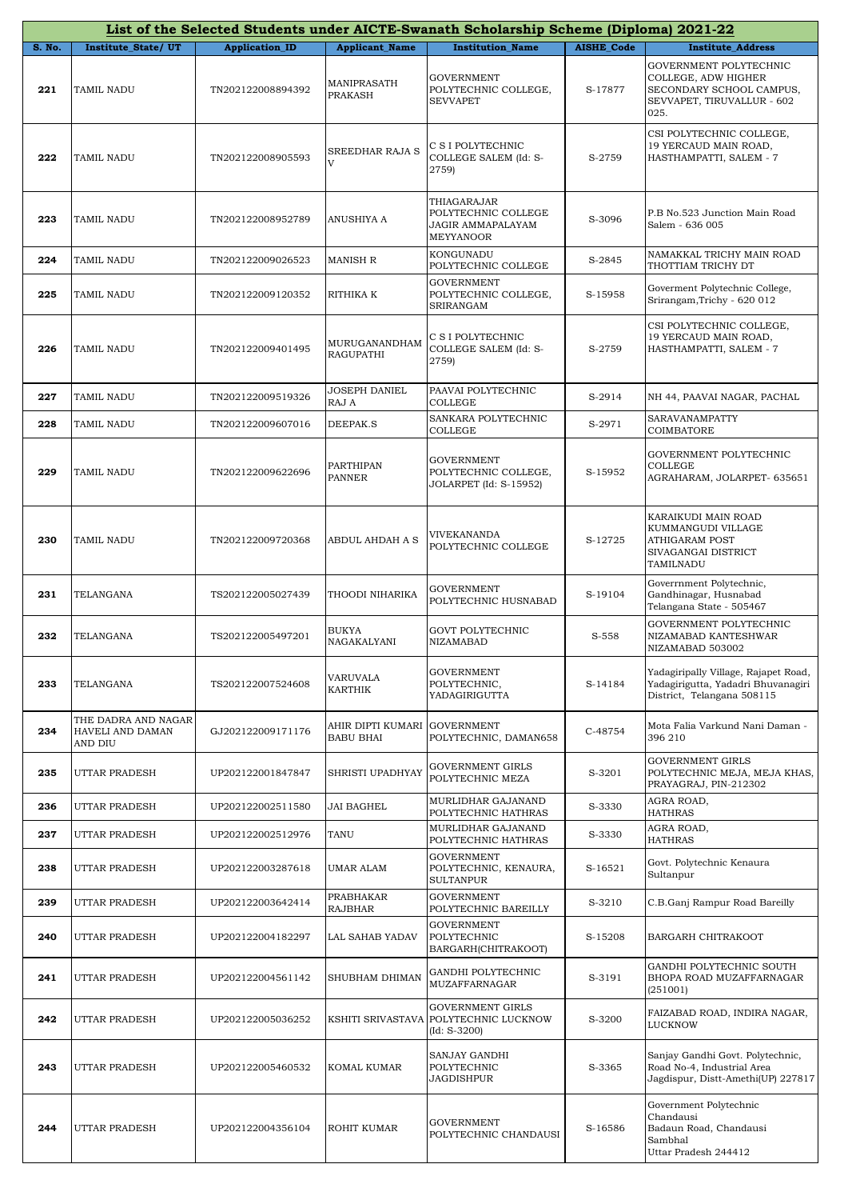# List of the Selected Students under AICTE-Swanath Scholarship Scheme (Diploma) 2021-22

| S. No. | Institute_State/ UT | Application_ID | Applicant_Name | Institution_Name | AISHE_Code | Institute_Address |
|---|---|---|---|---|---|---|
| 221 | TAMIL NADU | TN202122008894392 | MANIPRASATH PRAKASH | GOVERNMENT POLYTECHNIC COLLEGE, SEVVAPET | S-17877 | GOVERNMENT POLYTECHNIC COLLEGE, ADW HIGHER SECONDARY SCHOOL CAMPUS, SEVVAPET, TIRUVALLUR - 602 025. |
| 222 | TAMIL NADU | TN202122008905593 | SREEDHAR RAJA S V | C S I POLYTECHNIC COLLEGE SALEM (Id: S-2759) | S-2759 | CSI POLYTECHNIC COLLEGE, 19 YERCAUD MAIN ROAD, HASTHAMPATTI, SALEM - 7 |
| 223 | TAMIL NADU | TN202122008952789 | ANUSHIYA A | THIAGARAJAR POLYTECHNIC COLLEGE JAGIR AMMAPALAYAM MEYYANOOR | S-3096 | P.B No.523 Junction Main Road Salem - 636 005 |
| 224 | TAMIL NADU | TN202122009026523 | MANISH R | KONGUNADU POLYTECHNIC COLLEGE | S-2845 | NAMAKKAL TRICHY MAIN ROAD THOTTIAM TRICHY DT |
| 225 | TAMIL NADU | TN202122009120352 | RITHIKA K | GOVERNMENT POLYTECHNIC COLLEGE, SRIRANGAM | S-15958 | Goverment Polytechnic College, Srirangam,Trichy - 620 012 |
| 226 | TAMIL NADU | TN202122009401495 | MURUGANANDHAM RAGUPATHI | C S I POLYTECHNIC COLLEGE SALEM (Id: S-2759) | S-2759 | CSI POLYTECHNIC COLLEGE, 19 YERCAUD MAIN ROAD, HASTHAMPATTI, SALEM - 7 |
| 227 | TAMIL NADU | TN202122009519326 | JOSEPH DANIEL RAJ A | PAAVAI POLYTECHNIC COLLEGE | S-2914 | NH 44, PAAVAI NAGAR, PACHAL |
| 228 | TAMIL NADU | TN202122009607016 | DEEPAK.S | SANKARA POLYTECHNIC COLLEGE | S-2971 | SARAVANAMPATTY COIMBATORE |
| 229 | TAMIL NADU | TN202122009622696 | PARTHIPAN PANNER | GOVERNMENT POLYTECHNIC COLLEGE, JOLARPET (Id: S-15952) | S-15952 | GOVERNMENT POLYTECHNIC COLLEGE AGRAHARAM, JOLARPET- 635651 |
| 230 | TAMIL NADU | TN202122009720368 | ABDUL AHDAH A S | VIVEKANANDA POLYTECHNIC COLLEGE | S-12725 | KARAIKUDI MAIN ROAD KUMMANGUDI VILLAGE ATHIGARAM POST SIVAGANGAI DISTRICT TAMILNADU |
| 231 | TELANGANA | TS202122005027439 | THOODI NIHARIKA | GOVERNMENT POLYTECHNIC HUSNABAD | S-19104 | Goverrnment Polytechnic, Gandhinagar, Husnabad Telangana State - 505467 |
| 232 | TELANGANA | TS202122005497201 | BUKYA NAGAKALYANI | GOVT POLYTECHNIC NIZAMABAD | S-558 | GOVERNMENT POLYTECHNIC NIZAMABAD KANTESHWAR NIZAMABAD 503002 |
| 233 | TELANGANA | TS202122007524608 | VARUVALA KARTHIK | GOVERNMENT POLYTECHNIC, YADAGIRIGUTTA | S-14184 | Yadagiripally Village, Rajapet Road, Yadagirigutta, Yadadri Bhuvanagiri District, Telangana 508115 |
| 234 | THE DADRA AND NAGAR HAVELI AND DAMAN AND DIU | GJ202122009171176 | AHIR DIPTI KUMARI BABU BHAI | GOVERNMENT POLYTECHNIC, DAMAN658 | C-48754 | Mota Falia Varkund Nani Daman - 396 210 |
| 235 | UTTAR PRADESH | UP202122001847847 | SHRISTI UPADHYAY | GOVERNMENT GIRLS POLYTECHNIC MEZA | S-3201 | GOVERNMENT GIRLS POLYTECHNIC MEJA, MEJA KHAS, PRAYAGRAJ, PIN-212302 |
| 236 | UTTAR PRADESH | UP202122002511580 | JAI BAGHEL | MURLIDHAR GAJANAND POLYTECHNIC HATHRAS | S-3330 | AGRA ROAD, HATHRAS |
| 237 | UTTAR PRADESH | UP202122002512976 | TANU | MURLIDHAR GAJANAND POLYTECHNIC HATHRAS | S-3330 | AGRA ROAD, HATHRAS |
| 238 | UTTAR PRADESH | UP202122003287618 | UMAR ALAM | GOVERNMENT POLYTECHNIC, KENAURA, SULTANPUR | S-16521 | Govt. Polytechnic Kenaura Sultanpur |
| 239 | UTTAR PRADESH | UP202122003642414 | PRABHAKAR RAJBHAR | GOVERNMENT POLYTECHNIC BAREILLY | S-3210 | C.B.Ganj Rampur Road Bareilly |
| 240 | UTTAR PRADESH | UP202122004182297 | LAL SAHAB YADAV | GOVERNMENT POLYTECHNIC BARGARH(CHITRAKOOT) | S-15208 | BARGARH CHITRAKOOT |
| 241 | UTTAR PRADESH | UP202122004561142 | SHUBHAM DHIMAN | GANDHI POLYTECHNIC MUZAFFARNAGAR | S-3191 | GANDHI POLYTECHNIC SOUTH BHOPA ROAD MUZAFFARNAGAR (251001) |
| 242 | UTTAR PRADESH | UP202122005036252 | KSHITI SRIVASTAVA | GOVERNMENT GIRLS POLYTECHNIC LUCKNOW (Id: S-3200) | S-3200 | FAIZABAD ROAD, INDIRA NAGAR, LUCKNOW |
| 243 | UTTAR PRADESH | UP202122005460532 | KOMAL KUMAR | SANJAY GANDHI POLYTECHNIC JAGDISHPUR | S-3365 | Sanjay Gandhi Govt. Polytechnic, Road No-4, Industrial Area Jagdispur, Distt-Amethi(UP) 227817 |
| 244 | UTTAR PRADESH | UP202122004356104 | ROHIT KUMAR | GOVERNMENT POLYTECHNIC CHANDAUSI | S-16586 | Government Polytechnic Chandausi Badaun Road, Chandausi Sambhal Uttar Pradesh 244412 |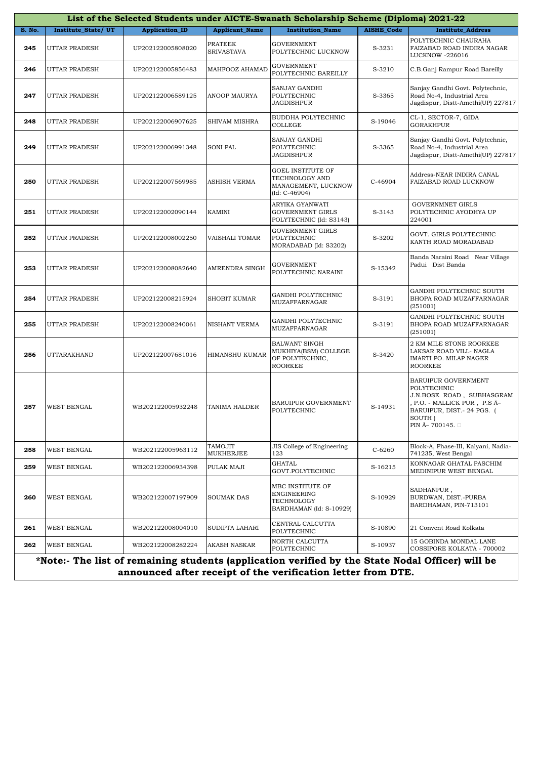| List of the Selected Students under AICTE-Swanath Scholarship Scheme (Diploma) 2021-22 | | | | | | |
|---|---|---|---|---|---|---|
| **S. No.** | **Institute_State/ UT** | **Application_ID** | **Applicant_Name** | **Institution_Name** | **AISHE_Code** | **Institute_Address** |
| **245** | UTTAR PRADESH | UP202122005808020 | PRATEEK SRIVASTAVA | GOVERNMENT POLYTECHNIC LUCKNOW | S-3231 | POLYTECHNIC CHAURAHA FAIZABAD ROAD INDIRA NAGAR LUCKNOW -226016 |
| **246** | UTTAR PRADESH | UP202122005856483 | MAHFOOZ AHAMAD | GOVERNMENT POLYTECHNIC BAREILLY | S-3210 | C.B.Ganj Rampur Road Bareilly |
| **247** | UTTAR PRADESH | UP202122006589125 | ANOOP MAURYA | SANJAY GANDHI POLYTECHNIC JAGDISHPUR | S-3365 | Sanjay Gandhi Govt. Polytechnic, Road No-4, Industrial Area Jagdispur, Distt-Amethi(UP) 227817 |
| **248** | UTTAR PRADESH | UP202122006907625 | SHIVAM MISHRA | BUDDHA POLYTECHNIC COLLEGE | S-19046 | CL-1, SECTOR-7, GIDA GORAKHPUR |
| **249** | UTTAR PRADESH | UP202122006991348 | SONI PAL | SANJAY GANDHI POLYTECHNIC JAGDISHPUR | S-3365 | Sanjay Gandhi Govt. Polytechnic, Road No-4, Industrial Area Jagdispur, Distt-Amethi(UP) 227817 |
| **250** | UTTAR PRADESH | UP202122007569985 | ASHISH VERMA | GOEL INSTITUTE OF TECHNOLOGY AND MANAGEMENT, LUCKNOW (Id: C-46904) | C-46904 | Address-NEAR INDIRA CANAL FAIZABAD ROAD LUCKNOW |
| **251** | UTTAR PRADESH | UP202122002090144 | KAMINI | ARYIKA GYANWATI GOVERNMENT GIRLS POLYTECHNIC (Id: S3143) | S-3143 | GOVERNMNET GIRLS POLYTECHNIC AYODHYA UP 224001 |
| **252** | UTTAR PRADESH | UP202122008002250 | VAISHALI TOMAR | GOVERNMENT GIRLS POLYTECHNIC MORADABAD (Id: S3202) | S-3202 | GOVT. GIRLS POLYTECHNIC KANTH ROAD MORADABAD |
| **253** | UTTAR PRADESH | UP202122008082640 | AMRENDRA SINGH | GOVERNMENT POLYTECHNIC NARAINI | S-15342 | Banda Naraini Road Near Village Padui Dist Banda |
| **254** | UTTAR PRADESH | UP202122008215924 | SHOBIT KUMAR | GANDHI POLYTECHNIC MUZAFFARNAGAR | S-3191 | GANDHI POLYTECHNIC SOUTH BHOPA ROAD MUZAFFARNAGAR (251001) |
| **255** | UTTAR PRADESH | UP202122008240061 | NISHANT VERMA | GANDHI POLYTECHNIC MUZAFFARNAGAR | S-3191 | GANDHI POLYTECHNIC SOUTH BHOPA ROAD MUZAFFARNAGAR (251001) |
| **256** | UTTARAKHAND | UP202122007681016 | HIMANSHU KUMAR | BALWANT SINGH MUKHIYA(BSM) COLLEGE OF POLYTECHNIC, ROORKEE | S-3420 | 2 KM MILE STONE ROORKEE LAKSAR ROAD VILL- NAGLA IMARTI PO. MILAP NAGER ROORKEE |
| **257** | WEST BENGAL | WB202122005932248 | TANIMA HALDER | BARUIPUR GOVERNMENT POLYTECHNIC | S-14931 | BARUIPUR GOVERNMENT POLYTECHNIC J.N.BOSE ROAD , SUBHASGRAM , P.O. - MALLICK PUR , P.S Â– BARUIPUR, DIST.- 24 PGS. ( SOUTH ) PIN Â– 700145. |
| **258** | WEST BENGAL | WB202122005963112 | TAMOJIT MUKHERJEE | JIS College of Engineering 123 | C-6260 | Block-A, Phase-III, Kalyani, Nadia-741235, West Bengal |
| **259** | WEST BENGAL | WB202122006934398 | PULAK MAJI | GHATAL GOVT.POLYTECHNIC | S-16215 | KONNAGAR GHATAL PASCHIM MEDINIPUR WEST BENGAL |
| **260** | WEST BENGAL | WB202122007197909 | SOUMAK DAS | MBC INSTITUTE OF ENGINEERING TECHNOLOGY BARDHAMAN (Id: S-10929) | S-10929 | SADHANPUR , BURDWAN, DIST.-PURBA BARDHAMAN, PIN-713101 |
| **261** | WEST BENGAL | WB202122008004010 | SUDIPTA LAHARI | CENTRAL CALCUTTA POLYTECHNIC | S-10890 | 21 Convent Road Kolkata |
| **262** | WEST BENGAL | WB202122008282224 | AKASH NASKAR | NORTH CALCUTTA POLYTECHNIC | S-10937 | 15 GOBINDA MONDAL LANE COSSIPORE KOLKATA - 700002 |

**\*Note:- The list of remaining students (application verified by the State Nodal Officer) will be announced after receipt of the verification letter from DTE.**